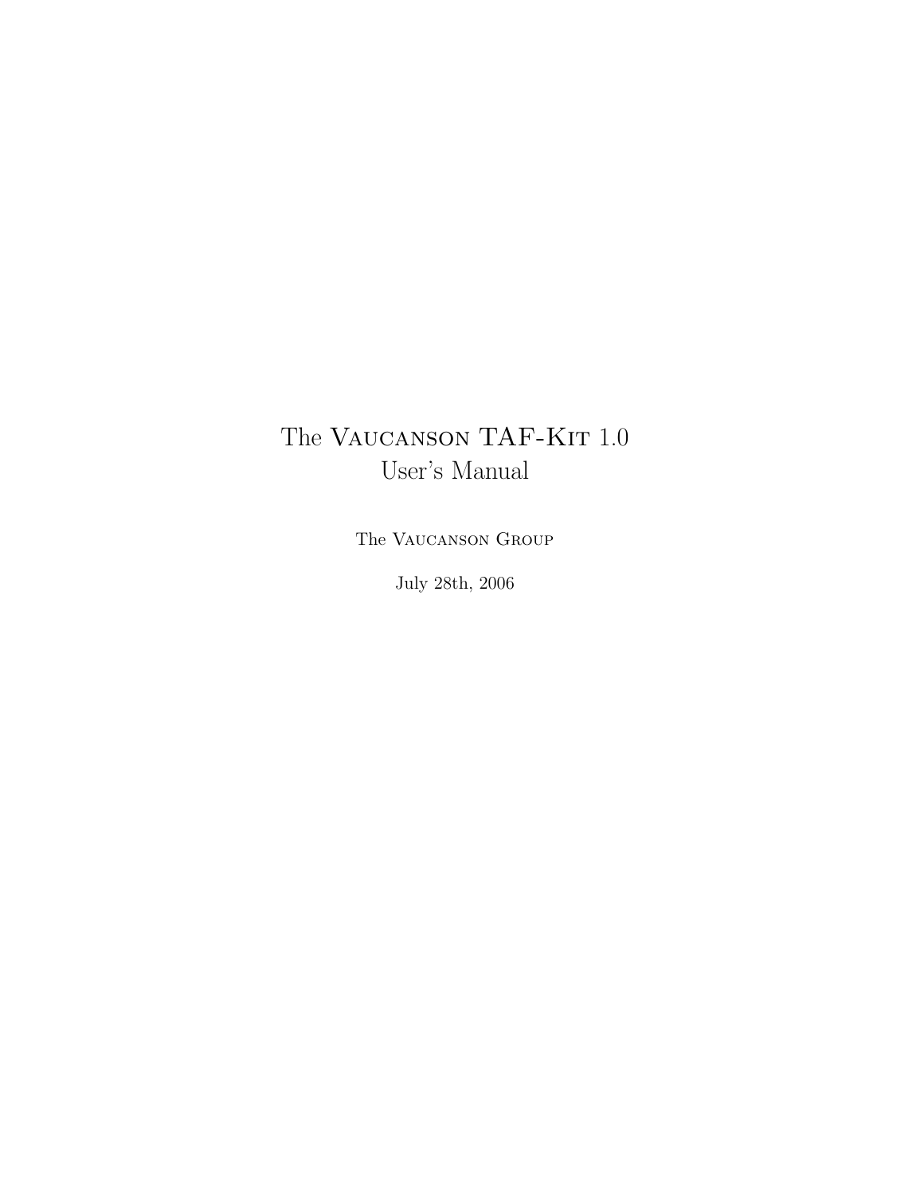# The Vaucanson TAF-Kit 1.0 User's Manual

The Vaucanson Group

July 28th, 2006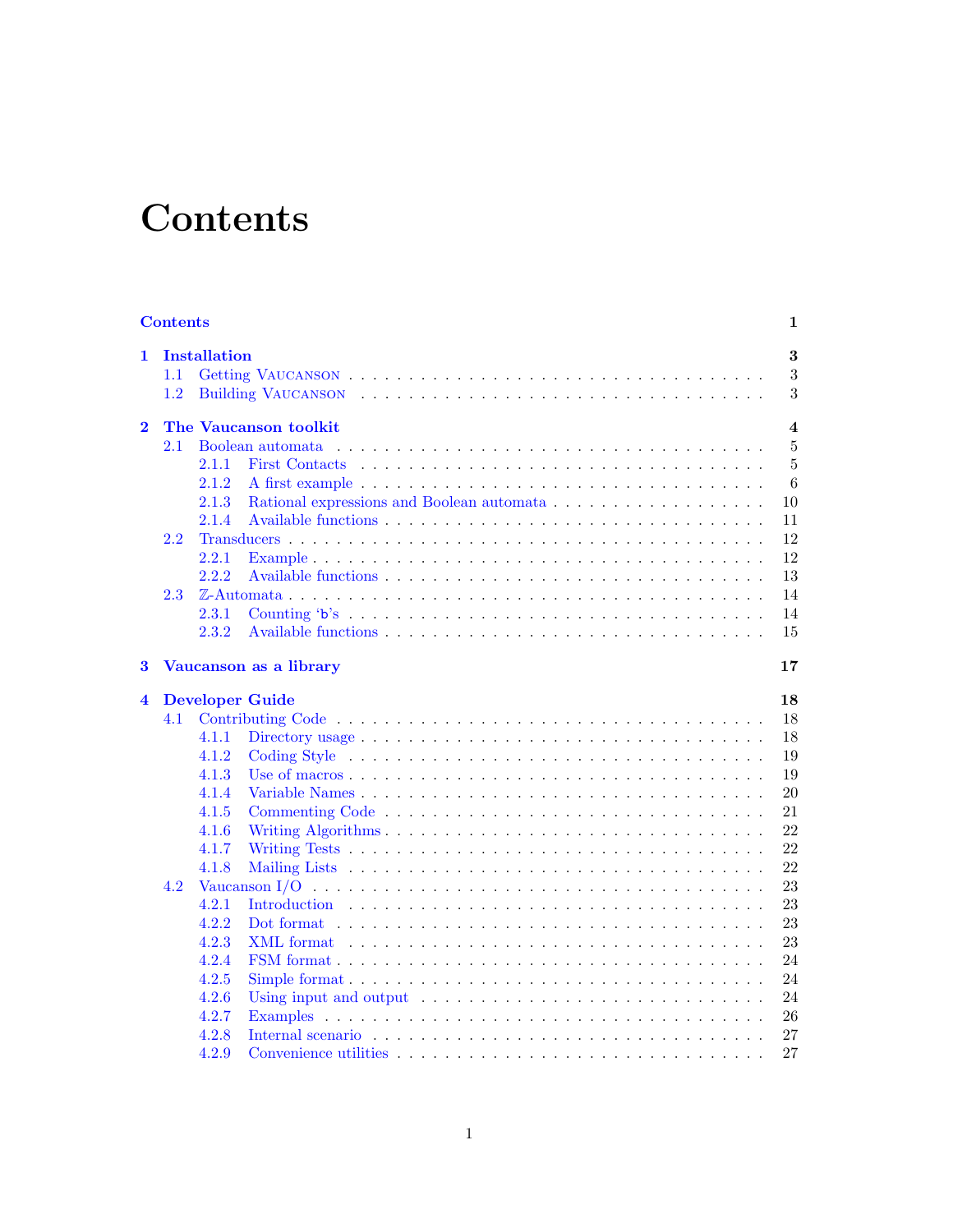# Contents

**Contents** **1**

**1 Installation** **3**
- 1.1 Getting VAUCANSON . . . 3
- 1.2 Building VAUCANSON . . . 3

**2 The Vaucanson toolkit** **4**
- 2.1 Boolean automata . . . 5
  - 2.1.1 First Contacts . . . 5
  - 2.1.2 A first example . . . 6
  - 2.1.3 Rational expressions and Boolean automata . . . 10
  - 2.1.4 Available functions . . . 11
- 2.2 Transducers . . . 12
  - 2.2.1 Example . . . 12
  - 2.2.2 Available functions . . . 13
- 2.3 $\mathbb{Z}$-Automata . . . 14
  - 2.3.1 Counting 'b's . . . 14
  - 2.3.2 Available functions . . . 15

**3 Vaucanson as a library** **17**

**4 Developer Guide** **18**
- 4.1 Contributing Code . . . 18
  - 4.1.1 Directory usage . . . 18
  - 4.1.2 Coding Style . . . 19
  - 4.1.3 Use of macros . . . 19
  - 4.1.4 Variable Names . . . 20
  - 4.1.5 Commenting Code . . . 21
  - 4.1.6 Writing Algorithms . . . 22
  - 4.1.7 Writing Tests . . . 22
  - 4.1.8 Mailing Lists . . . 22
- 4.2 Vaucanson I/O . . . 23
  - 4.2.1 Introduction . . . 23
  - 4.2.2 Dot format . . . 23
  - 4.2.3 XML format . . . 23
  - 4.2.4 FSM format . . . 24
  - 4.2.5 Simple format . . . 24
  - 4.2.6 Using input and output . . . 24
  - 4.2.7 Examples . . . 26
  - 4.2.8 Internal scenario . . . 27
  - 4.2.9 Convenience utilities . . . 27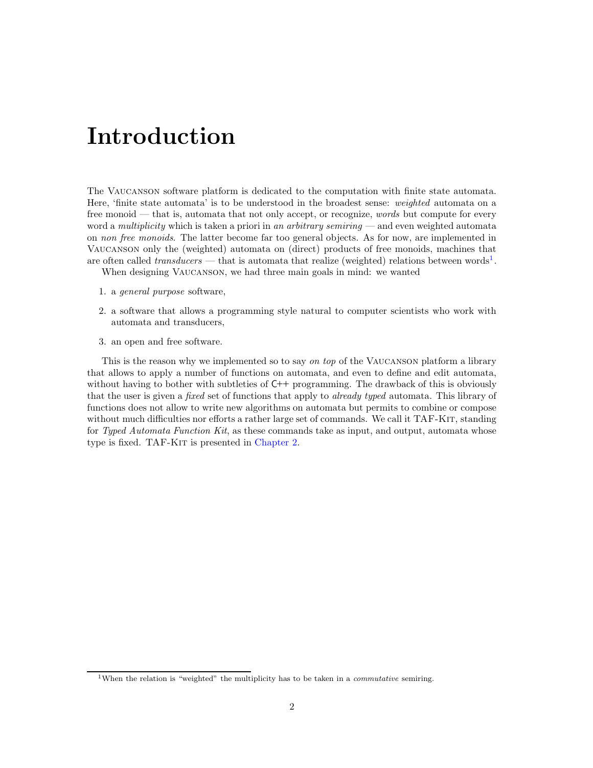# Introduction

The Vaucanson software platform is dedicated to the computation with finite state automata. Here, 'finite state automata' is to be understood in the broadest sense: *weighted* automata on a free monoid — that is, automata that not only accept, or recognize, *words* but compute for every word a *multiplicity* which is taken a priori in *an arbitrary semiring* — and even weighted automata on *non free monoids*. The latter become far too general objects. As for now, are implemented in Vaucanson only the (weighted) automata on (direct) products of free monoids, machines that are often called *transducers* — that is automata that realize (weighted) relations between words[1].

When designing Vaucanson, we had three main goals in mind: we wanted

1. a *general purpose* software,
2. a software that allows a programming style natural to computer scientists who work with automata and transducers,
3. an open and free software.

This is the reason why we implemented so to say *on top* of the Vaucanson platform a library that allows to apply a number of functions on automata, and even to define and edit automata, without having to bother with subtleties of C++ programming. The drawback of this is obviously that the user is given a *fixed* set of functions that apply to *already typed* automata. This library of functions does not allow to write new algorithms on automata but permits to combine or compose without much difficulties nor efforts a rather large set of commands. We call it TAF-Kit, standing for *Typed Automata Function Kit*, as these commands take as input, and output, automata whose type is fixed. TAF-Kit is presented in Chapter 2.

[1] When the relation is "weighted" the multiplicity has to be taken in a *commutative* semiring.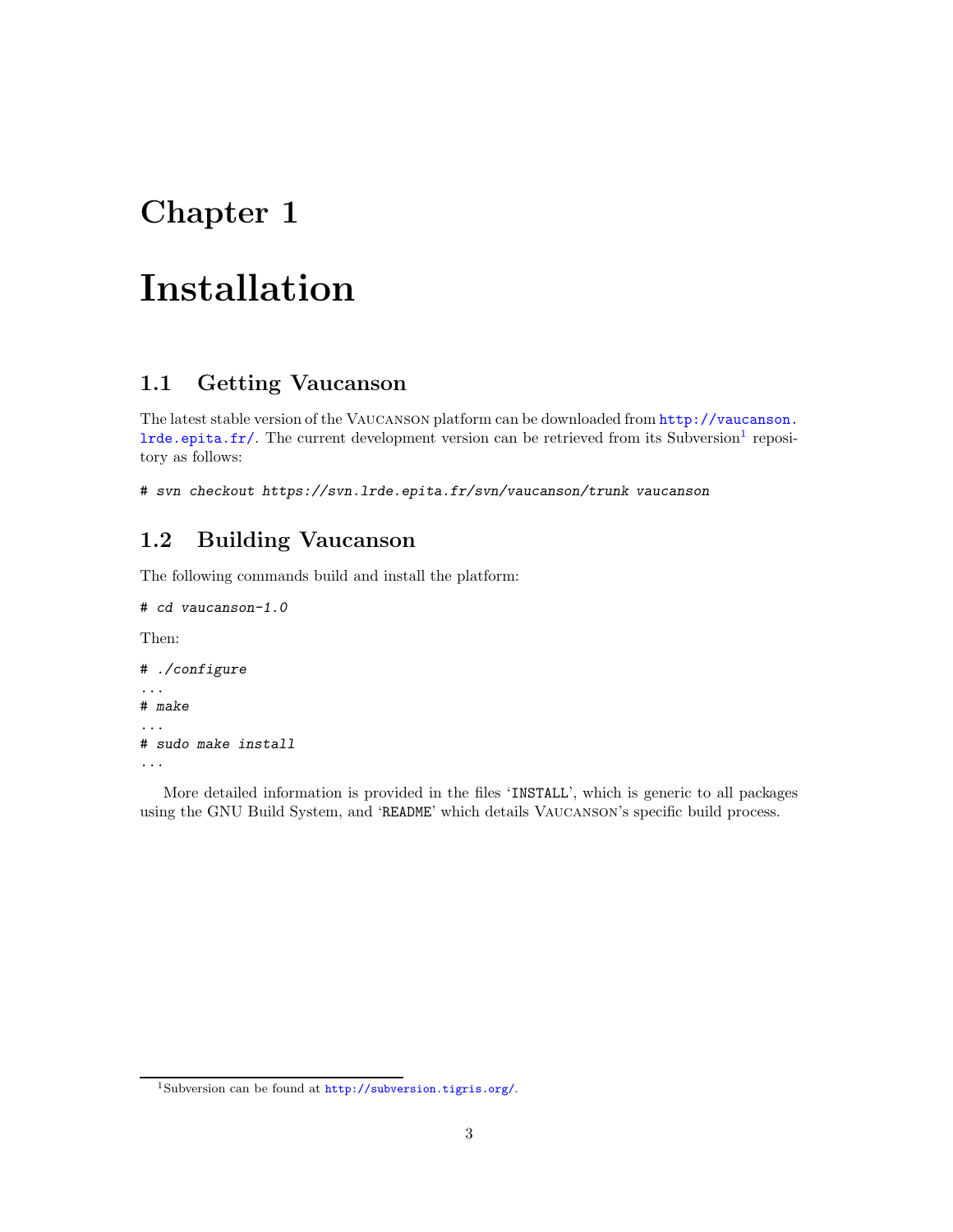# Chapter 1

# Installation

## 1.1 Getting Vaucanson

The latest stable version of the VAUCANSON platform can be downloaded from http://vaucanson.lrde.epita.fr/. The current development version can be retrieved from its Subversion[1] repository as follows:

```
# svn checkout https://svn.lrde.epita.fr/svn/vaucanson/trunk vaucanson
```

## 1.2 Building Vaucanson

The following commands build and install the platform:

```
# cd vaucanson-1.0
```

Then:

```
# ./configure
...
# make
...
# sudo make install
...
```

More detailed information is provided in the files 'INSTALL', which is generic to all packages using the GNU Build System, and 'README' which details VAUCANSON's specific build process.

---

[1] Subversion can be found at http://subversion.tigris.org/.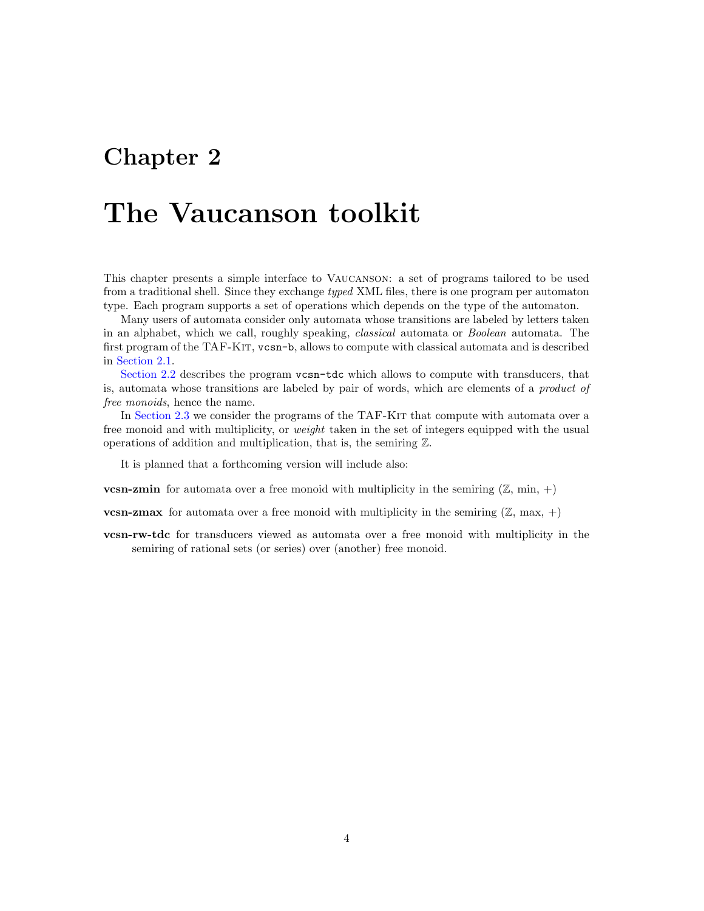# Chapter 2

# The Vaucanson toolkit

This chapter presents a simple interface to VAUCANSON: a set of programs tailored to be used from a traditional shell. Since they exchange *typed* XML files, there is one program per automaton type. Each program supports a set of operations which depends on the type of the automaton.

Many users of automata consider only automata whose transitions are labeled by letters taken in an alphabet, which we call, roughly speaking, *classical* automata or *Boolean* automata. The first program of the TAF-KIT, `vcsn-b`, allows to compute with classical automata and is described in Section 2.1.

Section 2.2 describes the program `vcsn-tdc` which allows to compute with transducers, that is, automata whose transitions are labeled by pair of words, which are elements of a *product of free monoids*, hence the name.

In Section 2.3 we consider the programs of the TAF-KIT that compute with automata over a free monoid and with multiplicity, or *weight* taken in the set of integers equipped with the usual operations of addition and multiplication, that is, the semiring $\mathbb{Z}$.

It is planned that a forthcoming version will include also:

**vcsn-zmin** for automata over a free monoid with multiplicity in the semiring ($\mathbb{Z}$, min, +)

**vcsn-zmax** for automata over a free monoid with multiplicity in the semiring ($\mathbb{Z}$, max, +)

**vcsn-rw-tdc** for transducers viewed as automata over a free monoid with multiplicity in the semiring of rational sets (or series) over (another) free monoid.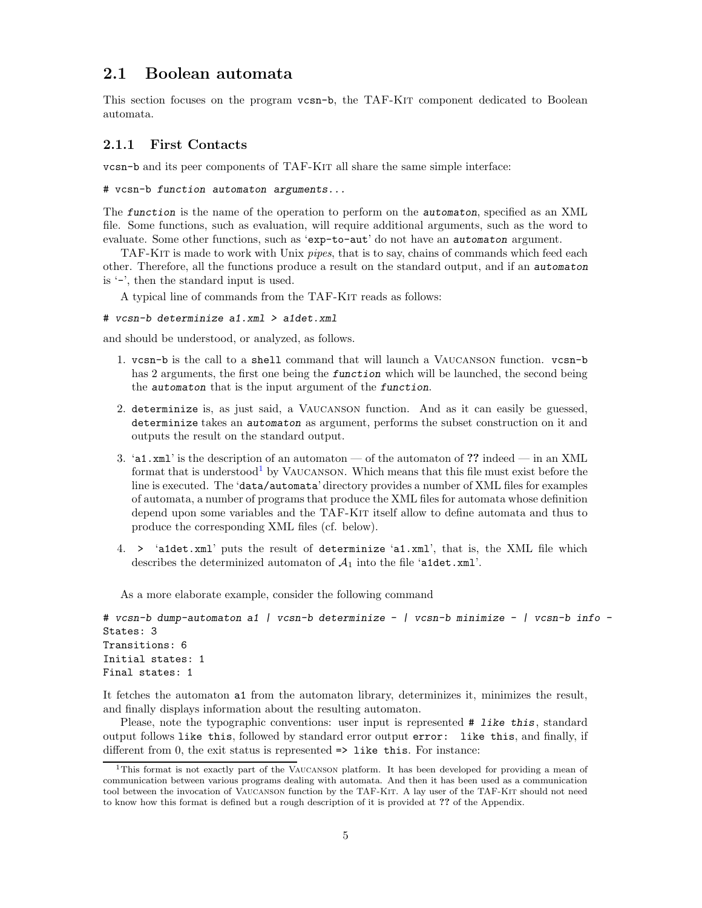## 2.1 Boolean automata

This section focuses on the program `vcsn-b`, the TAF-Kit component dedicated to Boolean automata.

### 2.1.1 First Contacts

`vcsn-b` and its peer components of TAF-Kit all share the same simple interface:

```
# vcsn-b function automaton arguments...
```

The *`function`* is the name of the operation to perform on the *`automaton`*, specified as an XML file. Some functions, such as evaluation, will require additional arguments, such as the word to evaluate. Some other functions, such as '`exp-to-aut`' do not have an *`automaton`* argument.

TAF-Kit is made to work with Unix *pipes*, that is to say, chains of commands which feed each other. Therefore, all the functions produce a result on the standard output, and if an *`automaton`* is '`-`', then the standard input is used.

A typical line of commands from the TAF-Kit reads as follows:

```
# vcsn-b determinize a1.xml > a1det.xml
```

and should be understood, or analyzed, as follows.

1. `vcsn-b` is the call to a `shell` command that will launch a Vaucanson function. `vcsn-b` has 2 arguments, the first one being the *`function`* which will be launched, the second being the *`automaton`* that is the input argument of the *`function`*.
2. `determinize` is, as just said, a Vaucanson function. And as it can easily be guessed, `determinize` takes an *`automaton`* as argument, performs the subset construction on it and outputs the result on the standard output.
3. '`a1.xml`' is the description of an automaton — of the automaton of **??** indeed — in an XML format that is understood[1] by Vaucanson. Which means that this file must exist before the line is executed. The '`data/automata`' directory provides a number of XML files for examples of automata, a number of programs that produce the XML files for automata whose definition depend upon some variables and the TAF-Kit itself allow to define automata and thus to produce the corresponding XML files (cf. below).
4. `>` '`a1det.xml`' puts the result of `determinize` '`a1.xml`', that is, the XML file which describes the determinized automaton of $\mathcal{A}_1$ into the file '`a1det.xml`'.

As a more elaborate example, consider the following command

```
# vcsn-b dump-automaton a1 | vcsn-b determinize - | vcsn-b minimize - | vcsn-b info -
States: 3
Transitions: 6
Initial states: 1
Final states: 1
```

It fetches the automaton `a1` from the automaton library, determinizes it, minimizes the result, and finally displays information about the resulting automaton.

Please, note the typographic conventions: user input is represented `# like this`, standard output follows `like this`, followed by standard error output `error: like this`, and finally, if different from 0, the exit status is represented `=> like this`. For instance:

[1] This format is not exactly part of the Vaucanson platform. It has been developed for providing a mean of communication between various programs dealing with automata. And then it has been used as a communication tool between the invocation of Vaucanson function by the TAF-Kit. A lay user of the TAF-Kit should not need to know how this format is defined but a rough description of it is provided at **??** of the Appendix.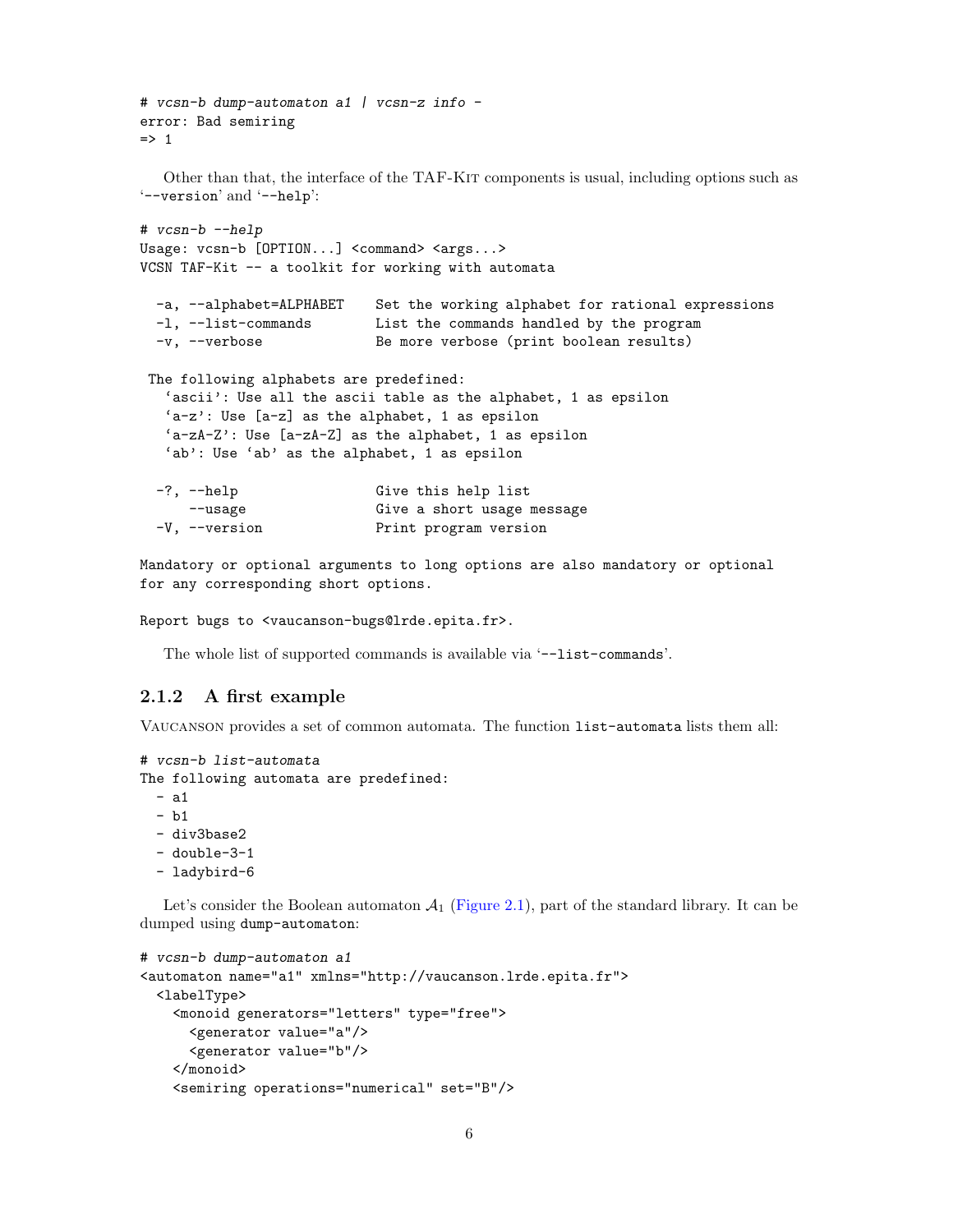```
# vcsn-b dump-automaton a1 | vcsn-z info -
error: Bad semiring
=> 1
```

Other than that, the interface of the TAF-Kit components is usual, including options such as '--version' and '--help':

```
# vcsn-b --help
Usage: vcsn-b [OPTION...] <command> <args...>
VCSN TAF-Kit -- a toolkit for working with automata

  -a, --alphabet=ALPHABET    Set the working alphabet for rational expressions
  -l, --list-commands        List the commands handled by the program
  -v, --verbose              Be more verbose (print boolean results)

 The following alphabets are predefined:
   'ascii': Use all the ascii table as the alphabet, 1 as epsilon
   'a-z': Use [a-z] as the alphabet, 1 as epsilon
   'a-zA-Z': Use [a-zA-Z] as the alphabet, 1 as epsilon
   'ab': Use 'ab' as the alphabet, 1 as epsilon

  -?, --help                 Give this help list
      --usage                Give a short usage message
  -V, --version              Print program version

Mandatory or optional arguments to long options are also mandatory or optional
for any corresponding short options.

Report bugs to <vaucanson-bugs@lrde.epita.fr>.
```

The whole list of supported commands is available via '--list-commands'.

### 2.1.2 A first example

Vaucanson provides a set of common automata. The function `list-automata` lists them all:

```
# vcsn-b list-automata
The following automata are predefined:
  - a1
  - b1
  - div3base2
  - double-3-1
  - ladybird-6
```

Let's consider the Boolean automaton $\mathcal{A}_1$ (Figure 2.1), part of the standard library. It can be dumped using `dump-automaton`:

```
# vcsn-b dump-automaton a1
<automaton name="a1" xmlns="http://vaucanson.lrde.epita.fr">
  <labelType>
    <monoid generators="letters" type="free">
      <generator value="a"/>
      <generator value="b"/>
    </monoid>
    <semiring operations="numerical" set="B"/>
```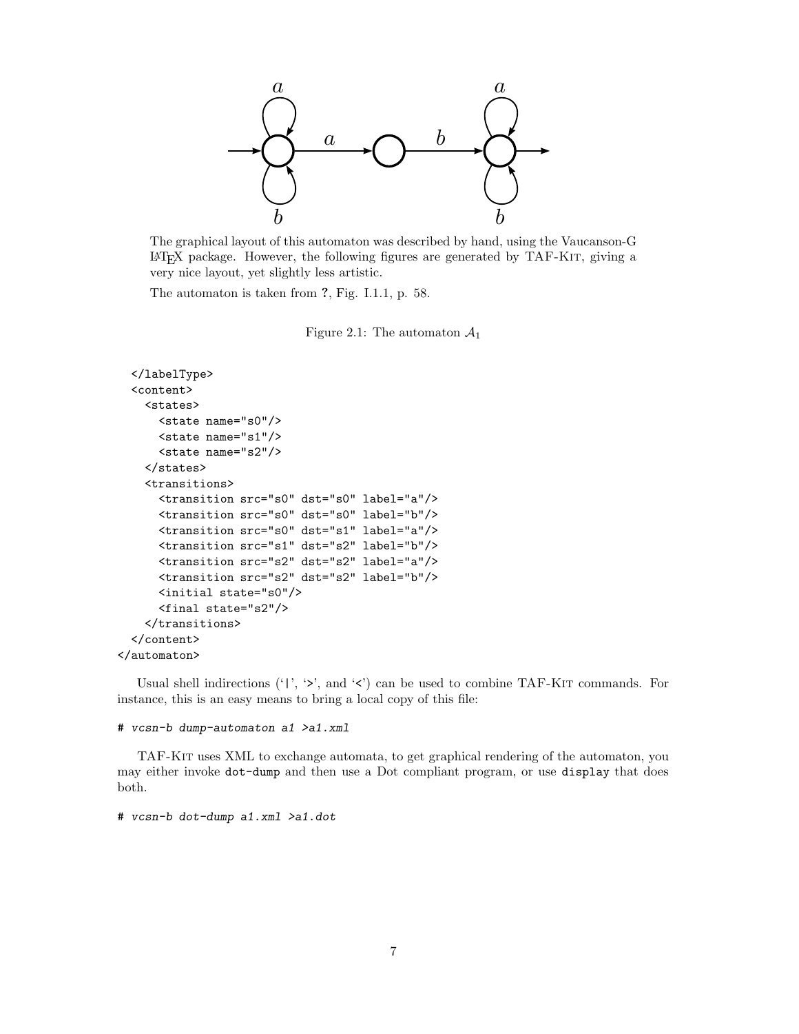The graphical layout of this automaton was described by hand, using the Vaucanson-G LaTeX package. However, the following figures are generated by TAF-Kit, giving a very nice layout, yet slightly less artistic.

The automaton is taken from ?, Fig. I.1.1, p. 58.

Figure 2.1: The automaton $\mathcal{A}_1$

```
  </labelType>
  <content>
    <states>
      <state name="s0"/>
      <state name="s1"/>
      <state name="s2"/>
    </states>
    <transitions>
      <transition src="s0" dst="s0" label="a"/>
      <transition src="s0" dst="s0" label="b"/>
      <transition src="s0" dst="s1" label="a"/>
      <transition src="s1" dst="s2" label="b"/>
      <transition src="s2" dst="s2" label="a"/>
      <transition src="s2" dst="s2" label="b"/>
      <initial state="s0"/>
      <final state="s2"/>
    </transitions>
  </content>
</automaton>
```

Usual shell indirections ('|', '>', and '<') can be used to combine TAF-Kit commands. For instance, this is an easy means to bring a local copy of this file:

```
# vcsn-b dump-automaton a1 >a1.xml
```

TAF-Kit uses XML to exchange automata, to get graphical rendering of the automaton, you may either invoke `dot-dump` and then use a Dot compliant program, or use `display` that does both.

```
# vcsn-b dot-dump a1.xml >a1.dot
```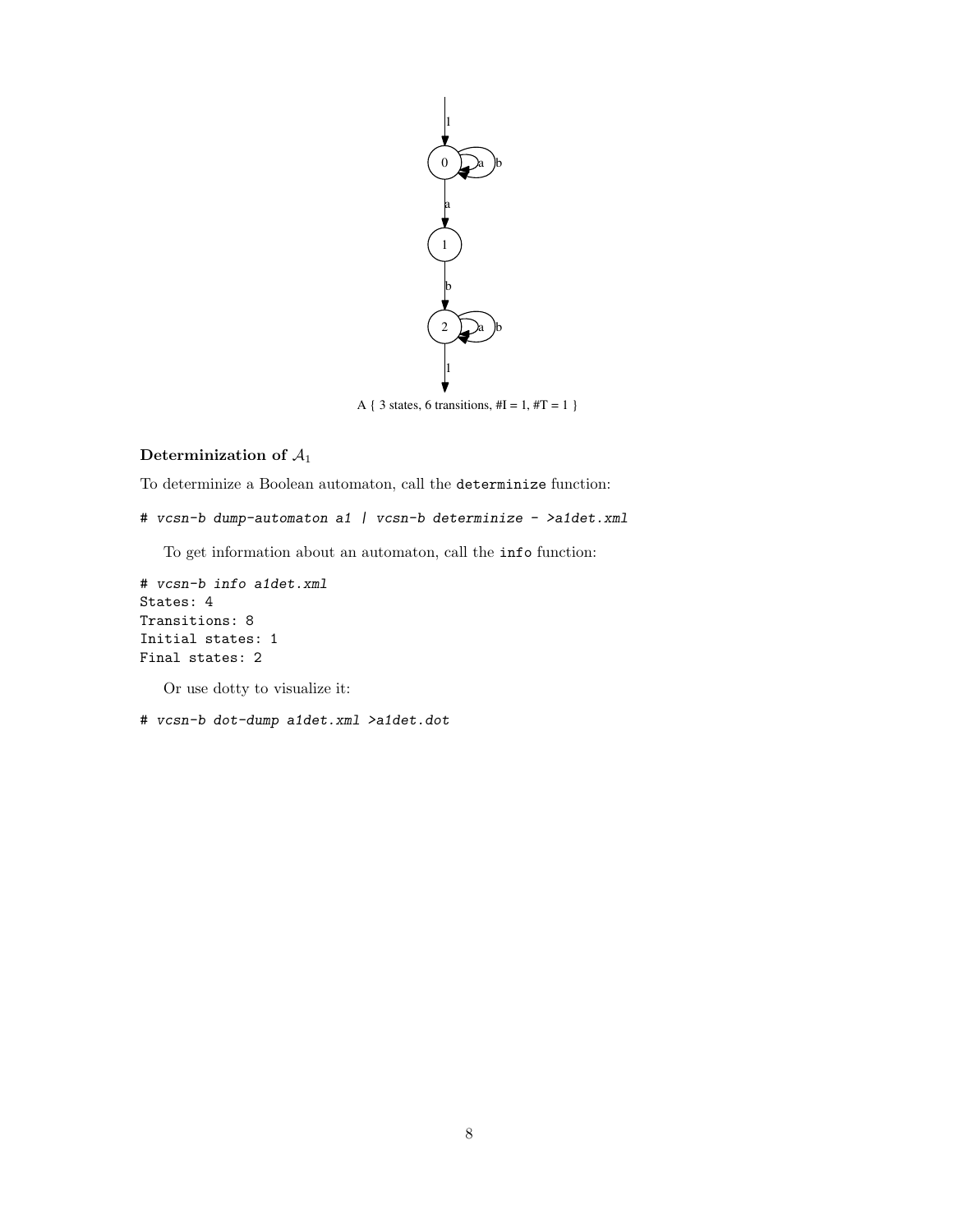A { 3 states, 6 transitions, #I = 1, #T = 1 }

### Determinization of $\mathcal{A}_1$

To determinize a Boolean automaton, call the `determinize` function:

```
# vcsn-b dump-automaton a1 | vcsn-b determinize - >a1det.xml
```

To get information about an automaton, call the `info` function:

```
# vcsn-b info a1det.xml
States: 4
Transitions: 8
Initial states: 1
Final states: 2
```

Or use dotty to visualize it:

```
# vcsn-b dot-dump a1det.xml >a1det.dot
```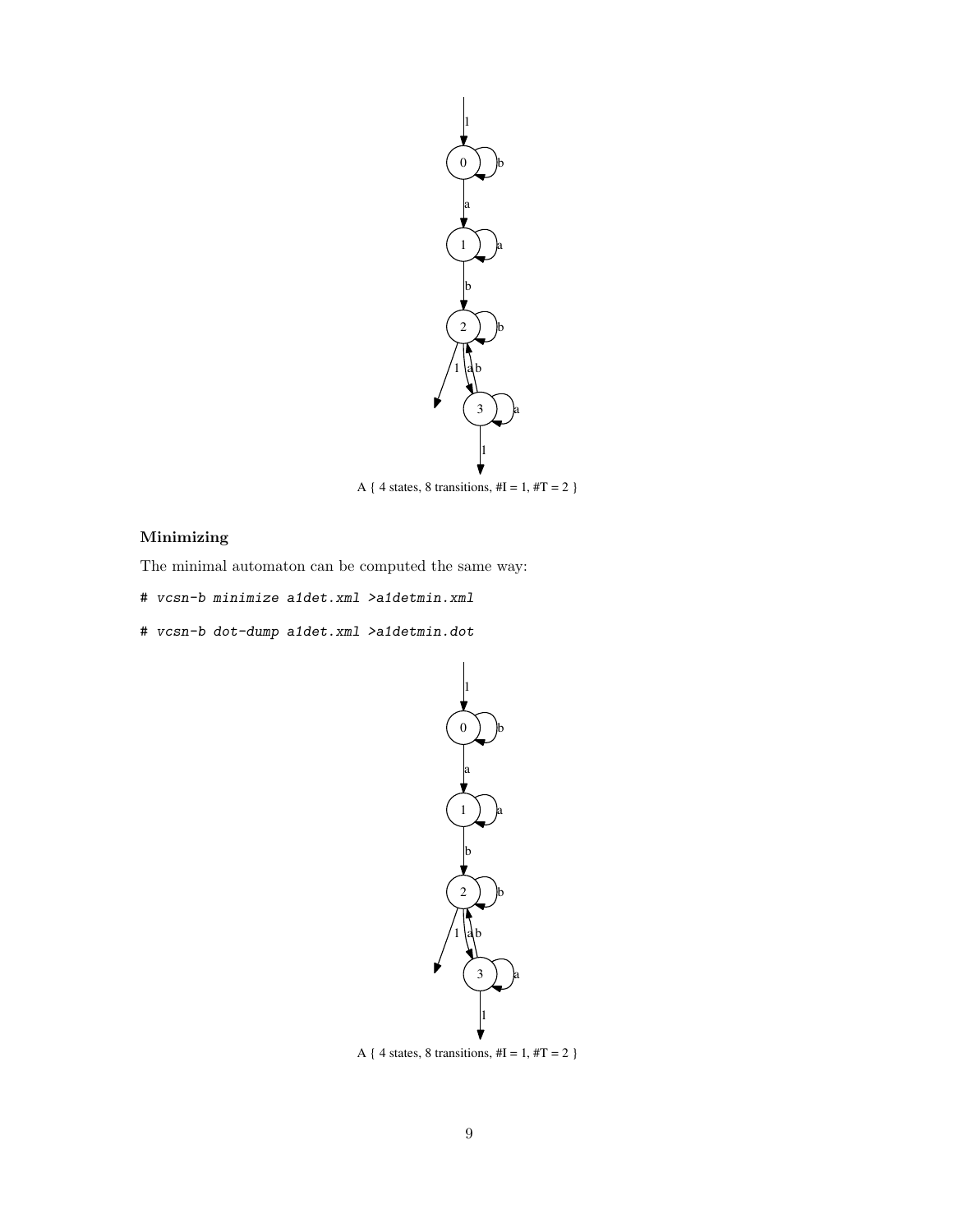A { 4 states, 8 transitions, #I = 1, #T = 2 }

### Minimizing

The minimal automaton can be computed the same way:

```
# vcsn-b minimize a1det.xml >a1detmin.xml
```

```
# vcsn-b dot-dump a1det.xml >a1detmin.dot
```

A { 4 states, 8 transitions, #I = 1, #T = 2 }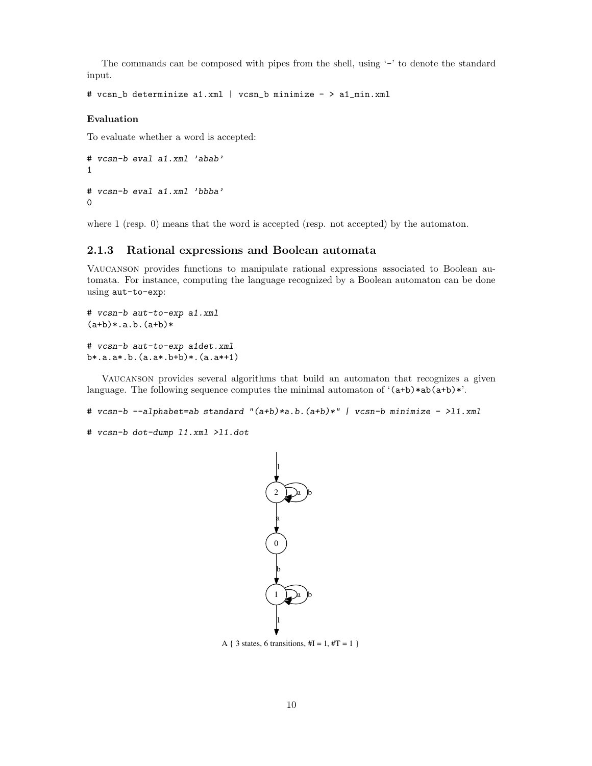The commands can be composed with pipes from the shell, using '-' to denote the standard input.

```
# vcsn_b determinize a1.xml | vcsn_b minimize - > a1_min.xml
```

**Evaluation**

To evaluate whether a word is accepted:

```
# vcsn-b eval a1.xml 'abab'
1

# vcsn-b eval a1.xml 'bbba'
0
```

where 1 (resp. 0) means that the word is accepted (resp. not accepted) by the automaton.

### 2.1.3 Rational expressions and Boolean automata

Vaucanson provides functions to manipulate rational expressions associated to Boolean automata. For instance, computing the language recognized by a Boolean automaton can be done using `aut-to-exp`:

```
# vcsn-b aut-to-exp a1.xml
(a+b)*.a.b.(a+b)*

# vcsn-b aut-to-exp a1det.xml
b*.a.a*.b.(a.a*.b+b)*.(a.a*+1)
```

Vaucanson provides several algorithms that build an automaton that recognizes a given language. The following sequence computes the minimal automaton of '(a+b)*ab(a+b)*'.

```
# vcsn-b --alphabet=ab standard "(a+b)*a.b.(a+b)*" | vcsn-b minimize - >l1.xml

# vcsn-b dot-dump l1.xml >l1.dot
```

A { 3 states, 6 transitions, #I = 1, #T = 1 }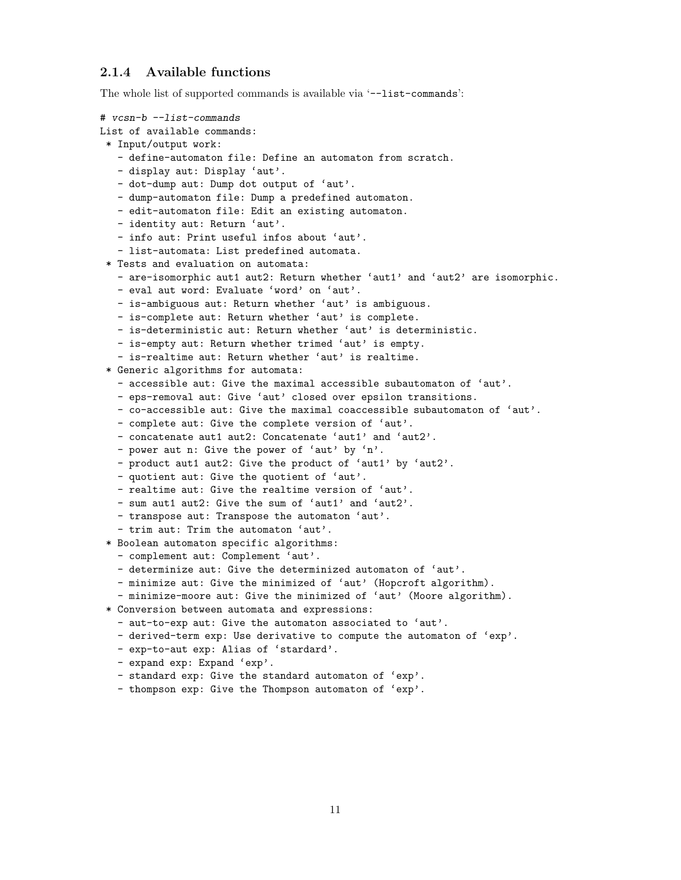### 2.1.4 Available functions

The whole list of supported commands is available via '--list-commands':

```
# vcsn-b --list-commands
List of available commands:
 * Input/output work:
   - define-automaton file: Define an automaton from scratch.
   - display aut: Display 'aut'.
   - dot-dump aut: Dump dot output of 'aut'.
   - dump-automaton file: Dump a predefined automaton.
   - edit-automaton file: Edit an existing automaton.
   - identity aut: Return 'aut'.
   - info aut: Print useful infos about 'aut'.
   - list-automata: List predefined automata.
 * Tests and evaluation on automata:
   - are-isomorphic aut1 aut2: Return whether 'aut1' and 'aut2' are isomorphic.
   - eval aut word: Evaluate 'word' on 'aut'.
   - is-ambiguous aut: Return whether 'aut' is ambiguous.
   - is-complete aut: Return whether 'aut' is complete.
   - is-deterministic aut: Return whether 'aut' is deterministic.
   - is-empty aut: Return whether trimed 'aut' is empty.
   - is-realtime aut: Return whether 'aut' is realtime.
 * Generic algorithms for automata:
   - accessible aut: Give the maximal accessible subautomaton of 'aut'.
   - eps-removal aut: Give 'aut' closed over epsilon transitions.
   - co-accessible aut: Give the maximal coaccessible subautomaton of 'aut'.
   - complete aut: Give the complete version of 'aut'.
   - concatenate aut1 aut2: Concatenate 'aut1' and 'aut2'.
   - power aut n: Give the power of 'aut' by 'n'.
   - product aut1 aut2: Give the product of 'aut1' by 'aut2'.
   - quotient aut: Give the quotient of 'aut'.
   - realtime aut: Give the realtime version of 'aut'.
   - sum aut1 aut2: Give the sum of 'aut1' and 'aut2'.
   - transpose aut: Transpose the automaton 'aut'.
   - trim aut: Trim the automaton 'aut'.
 * Boolean automaton specific algorithms:
   - complement aut: Complement 'aut'.
   - determinize aut: Give the determinized automaton of 'aut'.
   - minimize aut: Give the minimized of 'aut' (Hopcroft algorithm).
   - minimize-moore aut: Give the minimized of 'aut' (Moore algorithm).
 * Conversion between automata and expressions:
   - aut-to-exp aut: Give the automaton associated to 'aut'.
   - derived-term exp: Use derivative to compute the automaton of 'exp'.
   - exp-to-aut exp: Alias of 'stardard'.
   - expand exp: Expand 'exp'.
   - standard exp: Give the standard automaton of 'exp'.
   - thompson exp: Give the Thompson automaton of 'exp'.
```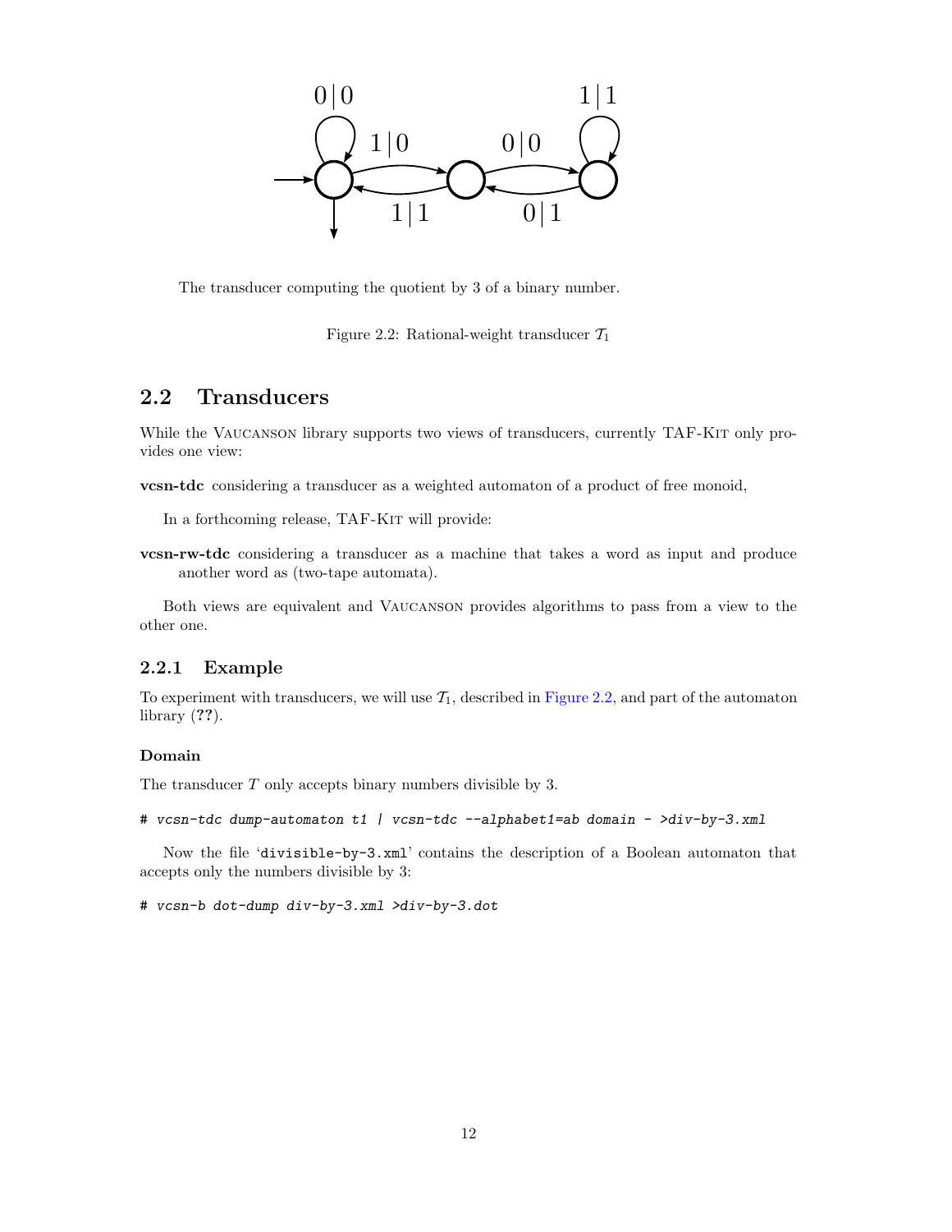The transducer computing the quotient by 3 of a binary number.

Figure 2.2: Rational-weight transducer $\mathcal{T}_1$

## 2.2 Transducers

While the Vaucanson library supports two views of transducers, currently TAF-Kit only provides one view:

**vcsn-tdc** considering a transducer as a weighted automaton of a product of free monoid,

In a forthcoming release, TAF-Kit will provide:

**vcsn-rw-tdc** considering a transducer as a machine that takes a word as input and produce another word as (two-tape automata).

Both views are equivalent and Vaucanson provides algorithms to pass from a view to the other one.

### 2.2.1 Example

To experiment with transducers, we will use $\mathcal{T}_1$, described in Figure 2.2, and part of the automaton library (**??**).

#### Domain

The transducer $T$ only accepts binary numbers divisible by 3.

```
# vcsn-tdc dump-automaton t1 | vcsn-tdc --alphabet1=ab domain - >div-by-3.xml
```

Now the file 'divisible-by-3.xml' contains the description of a Boolean automaton that accepts only the numbers divisible by 3:

```
# vcsn-b dot-dump div-by-3.xml >div-by-3.dot
```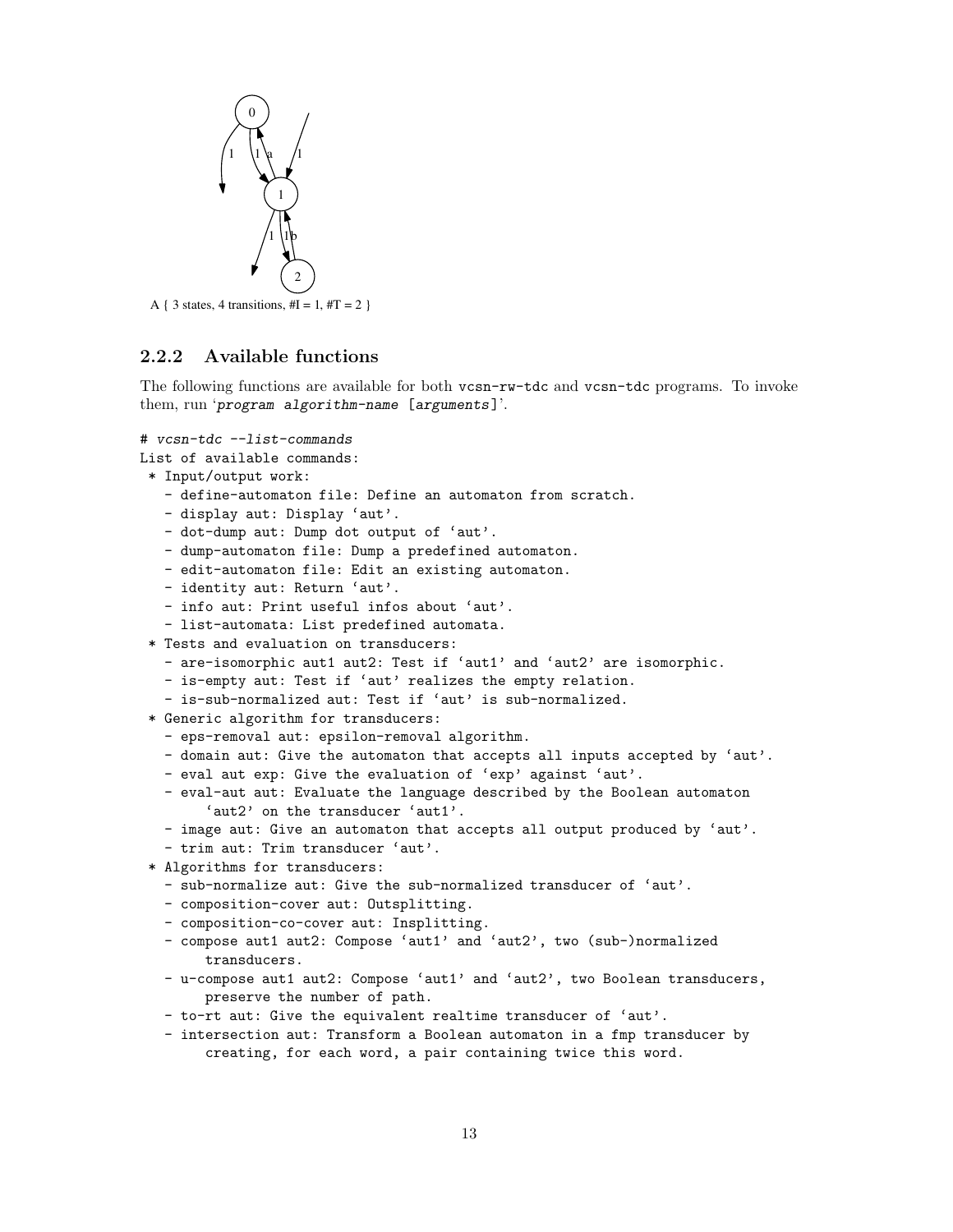A { 3 states, 4 transitions, #I = 1, #T = 2 }

### 2.2.2 Available functions

The following functions are available for both `vcsn-rw-tdc` and `vcsn-tdc` programs. To invoke them, run '*program algorithm-name* [*arguments*]'.

```
# vcsn-tdc --list-commands
List of available commands:
 * Input/output work:
   - define-automaton file: Define an automaton from scratch.
   - display aut: Display 'aut'.
   - dot-dump aut: Dump dot output of 'aut'.
   - dump-automaton file: Dump a predefined automaton.
   - edit-automaton file: Edit an existing automaton.
   - identity aut: Return 'aut'.
   - info aut: Print useful infos about 'aut'.
   - list-automata: List predefined automata.
 * Tests and evaluation on transducers:
   - are-isomorphic aut1 aut2: Test if 'aut1' and 'aut2' are isomorphic.
   - is-empty aut: Test if 'aut' realizes the empty relation.
   - is-sub-normalized aut: Test if 'aut' is sub-normalized.
 * Generic algorithm for transducers:
   - eps-removal aut: epsilon-removal algorithm.
   - domain aut: Give the automaton that accepts all inputs accepted by 'aut'.
   - eval aut exp: Give the evaluation of 'exp' against 'aut'.
   - eval-aut aut: Evaluate the language described by the Boolean automaton
       'aut2' on the transducer 'aut1'.
   - image aut: Give an automaton that accepts all output produced by 'aut'.
   - trim aut: Trim transducer 'aut'.
 * Algorithms for transducers:
   - sub-normalize aut: Give the sub-normalized transducer of 'aut'.
   - composition-cover aut: Outsplitting.
   - composition-co-cover aut: Insplitting.
   - compose aut1 aut2: Compose 'aut1' and 'aut2', two (sub-)normalized
       transducers.
   - u-compose aut1 aut2: Compose 'aut1' and 'aut2', two Boolean transducers,
       preserve the number of path.
   - to-rt aut: Give the equivalent realtime transducer of 'aut'.
   - intersection aut: Transform a Boolean automaton in a fmp transducer by
       creating, for each word, a pair containing twice this word.
```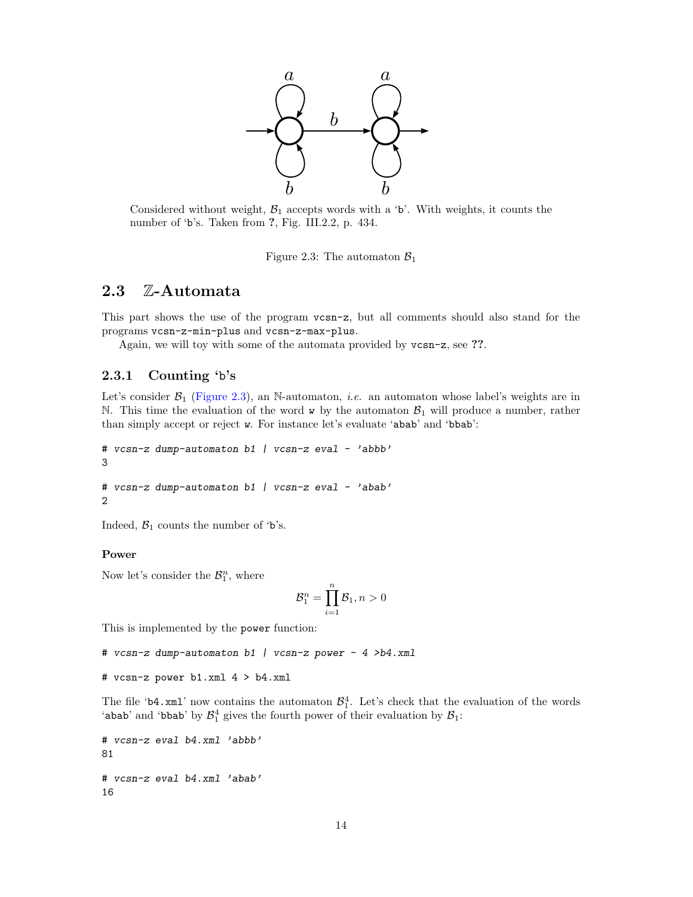Considered without weight, $\mathcal{B}_1$ accepts words with a 'b'. With weights, it counts the number of 'b''s. Taken from **?**, Fig. III.2.2, p. 434.

Figure 2.3: The automaton $\mathcal{B}_1$

## 2.3 $\mathbb{Z}$-Automata

This part shows the use of the program `vcsn-z`, but all comments should also stand for the programs `vcsn-z-min-plus` and `vcsn-z-max-plus`.

Again, we will toy with some of the automata provided by `vcsn-z`, see **??**.

### 2.3.1 Counting 'b's

Let's consider $\mathcal{B}_1$ (Figure 2.3), an $\mathbb{N}$-automaton, *i.e.* an automaton whose label's weights are in $\mathbb{N}$. This time the evaluation of the word `w` by the automaton $\mathcal{B}_1$ will produce a number, rather than simply accept or reject `w`. For instance let's evaluate 'abab' and 'bbab':

```
# vcsn-z dump-automaton b1 | vcsn-z eval - 'abbb'
3
```

```
# vcsn-z dump-automaton b1 | vcsn-z eval - 'abab'
2
```

Indeed, $\mathcal{B}_1$ counts the number of 'b''s.

#### Power

Now let's consider the $\mathcal{B}_1^n$, where

$$\mathcal{B}_1^n = \prod_{i=1}^{n} \mathcal{B}_1, n > 0$$

This is implemented by the `power` function:

```
# vcsn-z dump-automaton b1 | vcsn-z power - 4 >b4.xml
```

```
# vcsn-z power b1.xml 4 > b4.xml
```

The file 'b4.xml' now contains the automaton $\mathcal{B}_1^4$. Let's check that the evaluation of the words 'abab' and 'bbab' by $\mathcal{B}_1^4$ gives the fourth power of their evaluation by $\mathcal{B}_1$:

```
# vcsn-z eval b4.xml 'abbb'
81
```

```
# vcsn-z eval b4.xml 'abab'
16
```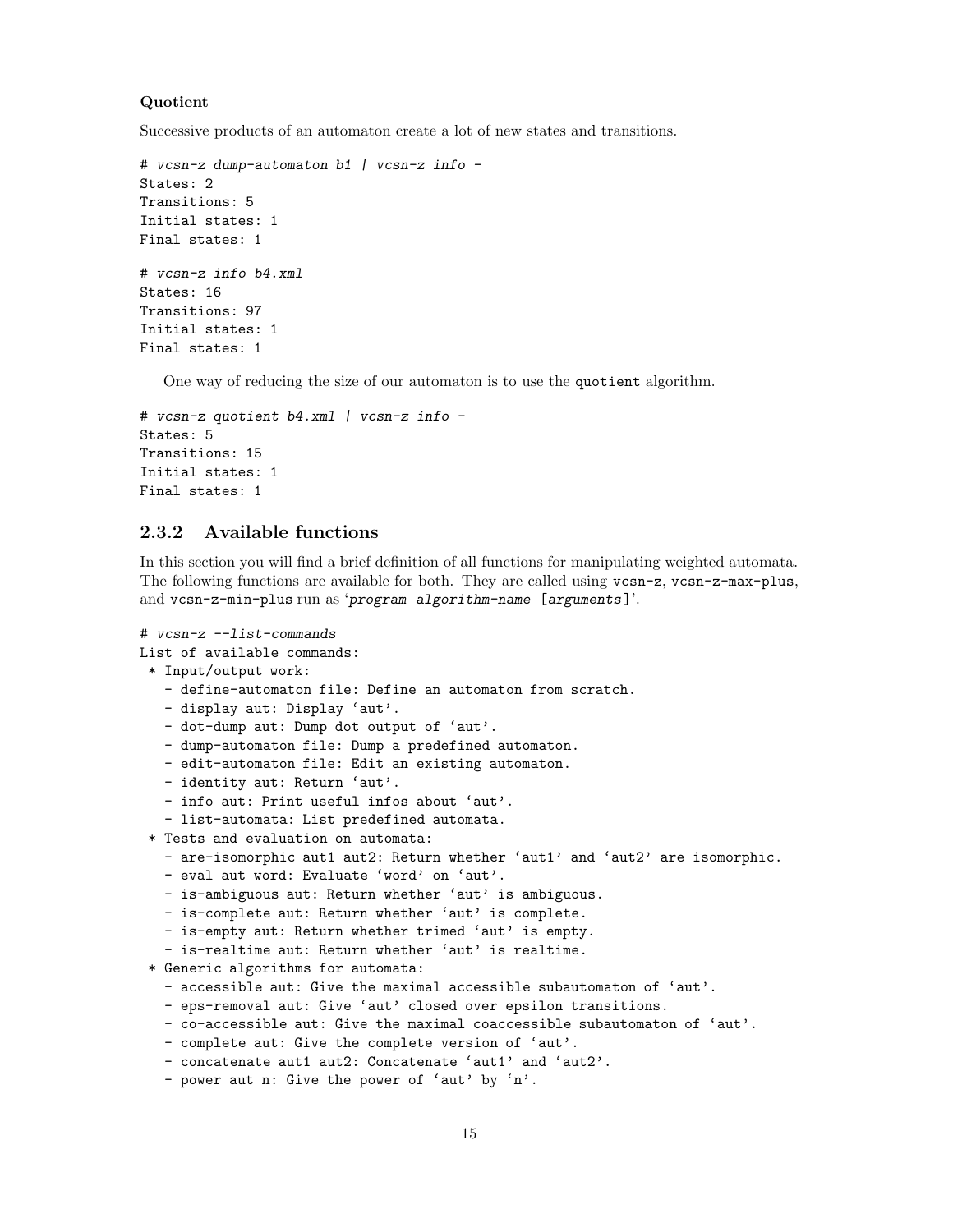**Quotient**

Successive products of an automaton create a lot of new states and transitions.

```
# vcsn-z dump-automaton b1 | vcsn-z info -
States: 2
Transitions: 5
Initial states: 1
Final states: 1

# vcsn-z info b4.xml
States: 16
Transitions: 97
Initial states: 1
Final states: 1
```

One way of reducing the size of our automaton is to use the `quotient` algorithm.

```
# vcsn-z quotient b4.xml | vcsn-z info -
States: 5
Transitions: 15
Initial states: 1
Final states: 1
```

### 2.3.2 Available functions

In this section you will find a brief definition of all functions for manipulating weighted automata. The following functions are available for both. They are called using `vcsn-z`, `vcsn-z-max-plus`, and `vcsn-z-min-plus` run as '*program algorithm-name* [*arguments*]'.

```
# vcsn-z --list-commands
List of available commands:
 * Input/output work:
   - define-automaton file: Define an automaton from scratch.
   - display aut: Display 'aut'.
   - dot-dump aut: Dump dot output of 'aut'.
   - dump-automaton file: Dump a predefined automaton.
   - edit-automaton file: Edit an existing automaton.
   - identity aut: Return 'aut'.
   - info aut: Print useful infos about 'aut'.
   - list-automata: List predefined automata.
 * Tests and evaluation on automata:
   - are-isomorphic aut1 aut2: Return whether 'aut1' and 'aut2' are isomorphic.
   - eval aut word: Evaluate 'word' on 'aut'.
   - is-ambiguous aut: Return whether 'aut' is ambiguous.
   - is-complete aut: Return whether 'aut' is complete.
   - is-empty aut: Return whether trimed 'aut' is empty.
   - is-realtime aut: Return whether 'aut' is realtime.
 * Generic algorithms for automata:
   - accessible aut: Give the maximal accessible subautomaton of 'aut'.
   - eps-removal aut: Give 'aut' closed over epsilon transitions.
   - co-accessible aut: Give the maximal coaccessible subautomaton of 'aut'.
   - complete aut: Give the complete version of 'aut'.
   - concatenate aut1 aut2: Concatenate 'aut1' and 'aut2'.
   - power aut n: Give the power of 'aut' by 'n'.
```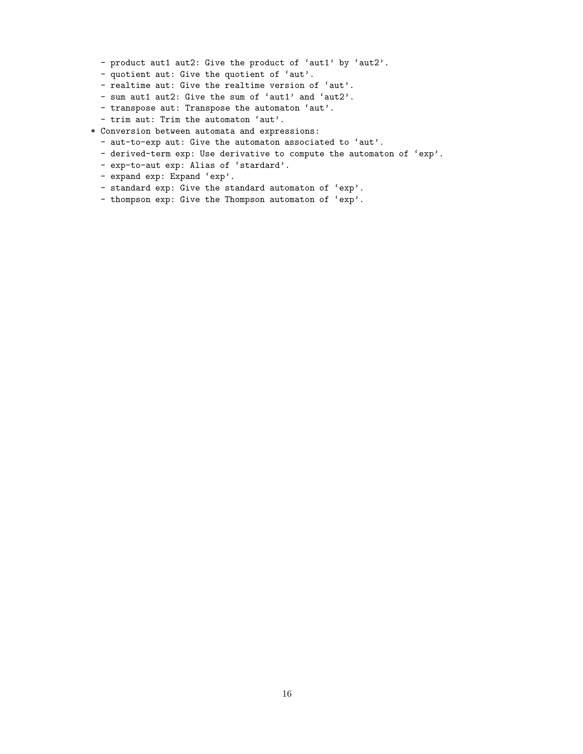```
  - product aut1 aut2: Give the product of 'aut1' by 'aut2'.
  - quotient aut: Give the quotient of 'aut'.
  - realtime aut: Give the realtime version of 'aut'.
  - sum aut1 aut2: Give the sum of 'aut1' and 'aut2'.
  - transpose aut: Transpose the automaton 'aut'.
  - trim aut: Trim the automaton 'aut'.
* Conversion between automata and expressions:
  - aut-to-exp aut: Give the automaton associated to 'aut'.
  - derived-term exp: Use derivative to compute the automaton of 'exp'.
  - exp-to-aut exp: Alias of 'stardard'.
  - expand exp: Expand 'exp'.
  - standard exp: Give the standard automaton of 'exp'.
  - thompson exp: Give the Thompson automaton of 'exp'.
```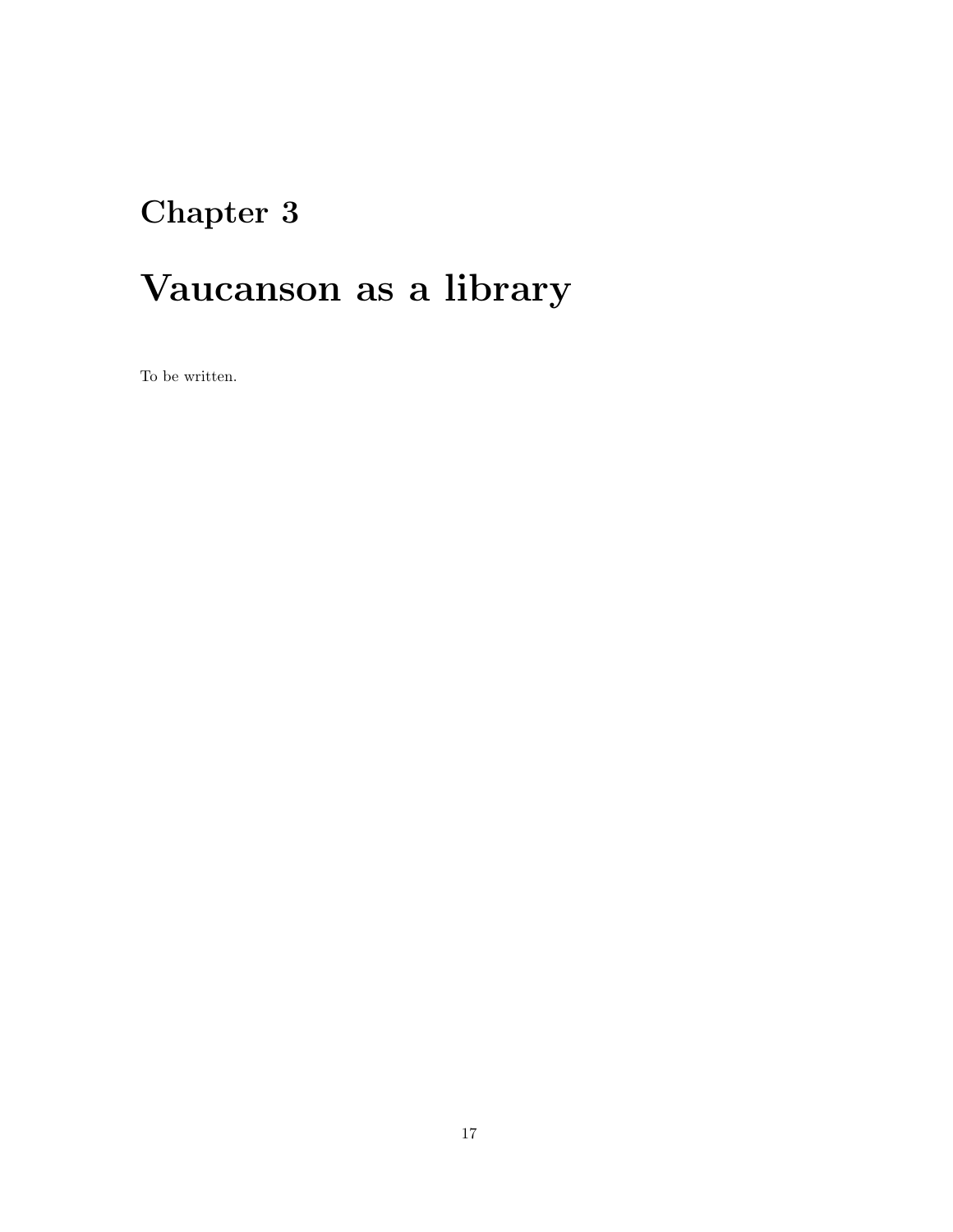# Chapter 3

# Vaucanson as a library

To be written.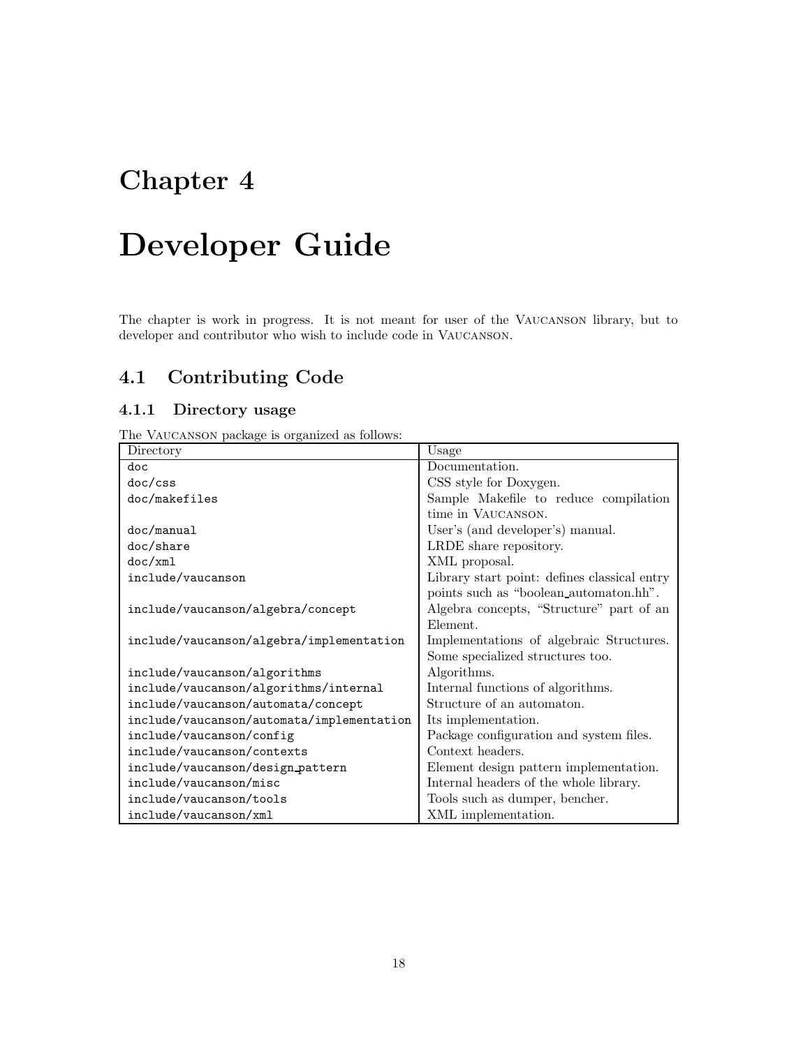# Chapter 4

# Developer Guide

The chapter is work in progress. It is not meant for user of the VAUCANSON library, but to developer and contributor who wish to include code in VAUCANSON.

## 4.1 Contributing Code

### 4.1.1 Directory usage

The VAUCANSON package is organized as follows:

| Directory | Usage |
| --- | --- |
| doc | Documentation. |
| doc/css | CSS style for Doxygen. |
| doc/makefiles | Sample Makefile to reduce compilation time in VAUCANSON. |
| doc/manual | User's (and developer's) manual. |
| doc/share | LRDE share repository. |
| doc/xml | XML proposal. |
| include/vaucanson | Library start point: defines classical entry points such as "boolean_automaton.hh". |
| include/vaucanson/algebra/concept | Algebra concepts, "Structure" part of an Element. |
| include/vaucanson/algebra/implementation | Implementations of algebraic Structures. Some specialized structures too. |
| include/vaucanson/algorithms | Algorithms. |
| include/vaucanson/algorithms/internal | Internal functions of algorithms. |
| include/vaucanson/automata/concept | Structure of an automaton. |
| include/vaucanson/automata/implementation | Its implementation. |
| include/vaucanson/config | Package configuration and system files. |
| include/vaucanson/contexts | Context headers. |
| include/vaucanson/design_pattern | Element design pattern implementation. |
| include/vaucanson/misc | Internal headers of the whole library. |
| include/vaucanson/tools | Tools such as dumper, bencher. |
| include/vaucanson/xml | XML implementation. |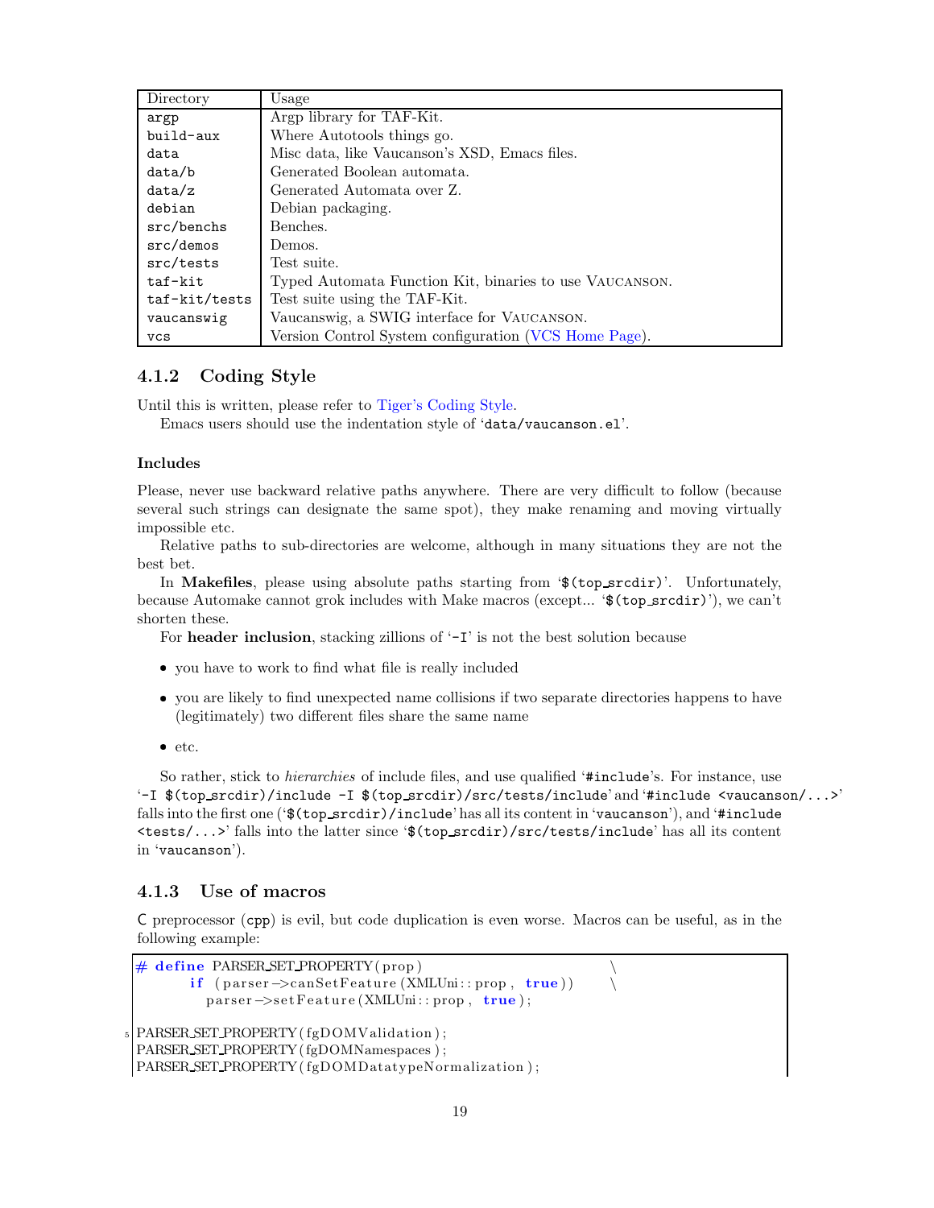| Directory | Usage |
|---|---|
| `argp` | Argp library for TAF-Kit. |
| `build-aux` | Where Autotools things go. |
| `data` | Misc data, like Vaucanson's XSD, Emacs files. |
| `data/b` | Generated Boolean automata. |
| `data/z` | Generated Automata over Z. |
| `debian` | Debian packaging. |
| `src/benchs` | Benches. |
| `src/demos` | Demos. |
| `src/tests` | Test suite. |
| `taf-kit` | Typed Automata Function Kit, binaries to use VAUCANSON. |
| `taf-kit/tests` | Test suite using the TAF-Kit. |
| `vaucanswig` | Vaucanswig, a SWIG interface for VAUCANSON. |
| `vcs` | Version Control System configuration (VCS Home Page). |

### 4.1.2 Coding Style

Until this is written, please refer to Tiger's Coding Style.

Emacs users should use the indentation style of '`data/vaucanson.el`'.

#### Includes

Please, never use backward relative paths anywhere. There are very difficult to follow (because several such strings can designate the same spot), they make renaming and moving virtually impossible etc.

Relative paths to sub-directories are welcome, although in many situations they are not the best bet.

In **Makefiles**, please using absolute paths starting from '`$(top_srcdir)`'. Unfortunately, because Automake cannot grok includes with Make macros (except... '`$(top_srcdir)`'), we can't shorten these.

For **header inclusion**, stacking zillions of '`-I`' is not the best solution because

- you have to work to find what file is really included
- you are likely to find unexpected name collisions if two separate directories happens to have (legitimately) two different files share the same name
- etc.

So rather, stick to *hierarchies* of include files, and use qualified '`#include`'s. For instance, use '`-I $(top_srcdir)/include -I $(top_srcdir)/src/tests/include`' and '`#include <vaucanson/...>`' falls into the first one ('`$(top_srcdir)/include`' has all its content in '`vaucanson`'), and '`#include <tests/...>`' falls into the latter since '`$(top_srcdir)/src/tests/include`' has all its content in '`vaucanson`').

### 4.1.3 Use of macros

C preprocessor (`cpp`) is evil, but code duplication is even worse. Macros can be useful, as in the following example:

```
# define PARSER_SET_PROPERTY(prop)                        \
      if (parser->canSetFeature(XMLUni::prop, true))       \
        parser->setFeature(XMLUni::prop, true);

PARSER_SET_PROPERTY(fgDOMValidation);
PARSER_SET_PROPERTY(fgDOMNamespaces);
PARSER_SET_PROPERTY(fgDOMDatatypeNormalization);
```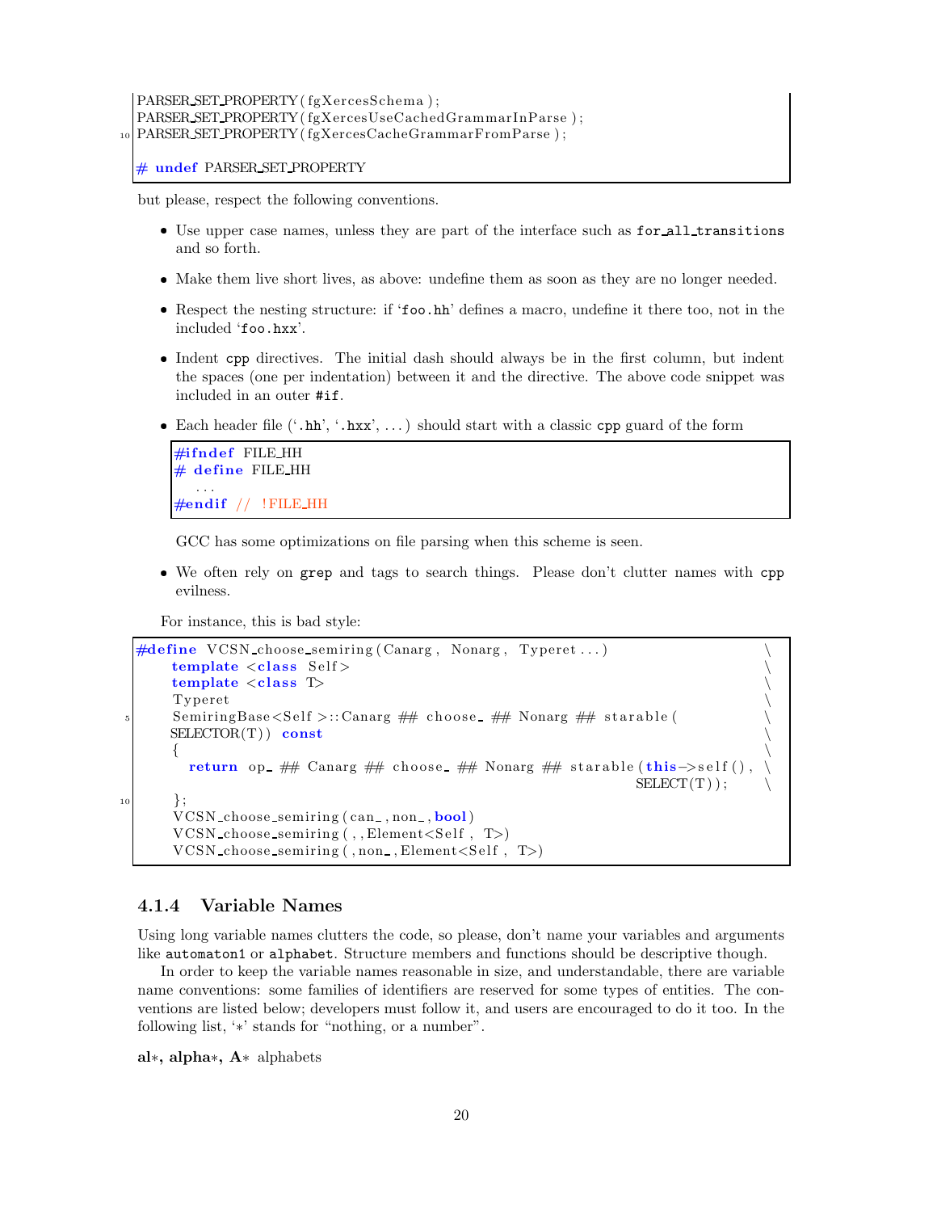```
PARSER_SET_PROPERTY(fgXercesSchema);
PARSER_SET_PROPERTY(fgXercesUseCachedGrammarInParse);
PARSER_SET_PROPERTY(fgXercesCacheGrammarFromParse);

# undef PARSER_SET_PROPERTY
```

but please, respect the following conventions.

- Use upper case names, unless they are part of the interface such as `for_all_transitions` and so forth.
- Make them live short lives, as above: undefine them as soon as they are no longer needed.
- Respect the nesting structure: if '`foo.hh`' defines a macro, undefine it there too, not in the included '`foo.hxx`'.
- Indent `cpp` directives. The initial dash should always be in the first column, but indent the spaces (one per indentation) between it and the directive. The above code snippet was included in an outer `#if`.
- Each header file ('`.hh`', '`.hxx`', ...) should start with a classic `cpp` guard of the form

  ```
  #ifndef FILE_HH
  # define FILE_HH
    ...
  #endif // !FILE_HH
  ```

  GCC has some optimizations on file parsing when this scheme is seen.

- We often rely on `grep` and tags to search things. Please don't clutter names with `cpp` evilness.

  For instance, this is bad style:

```
#define VCSN_choose_semiring(Canarg, Nonarg, Typeret...)                \
    template <class Self>                                               \
    template <class T>                                                  \
    Typeret                                                             \
    SemiringBase<Self>::Canarg ## choose_ ## Nonarg ## starable(        \
    SELECTOR(T)) const                                                  \
    {                                                                   \
      return op_ ## Canarg ## choose_ ## Nonarg ## starable(this->self(), \
                                                      SELECT(T));       \
    };
    VCSN_choose_semiring(can_, non_, bool)
    VCSN_choose_semiring(, , Element<Self, T>)
    VCSN_choose_semiring(, non_, Element<Self, T>)
```

### 4.1.4 Variable Names

Using long variable names clutters the code, so please, don't name your variables and arguments like `automaton1` or `alphabet`. Structure members and functions should be descriptive though.

In order to keep the variable names reasonable in size, and understandable, there are variable name conventions: some families of identifiers are reserved for some types of entities. The conventions are listed below; developers must follow it, and users are encouraged to do it too. In the following list, '∗' stands for "nothing, or a number".

**al∗, alpha∗, A∗** alphabets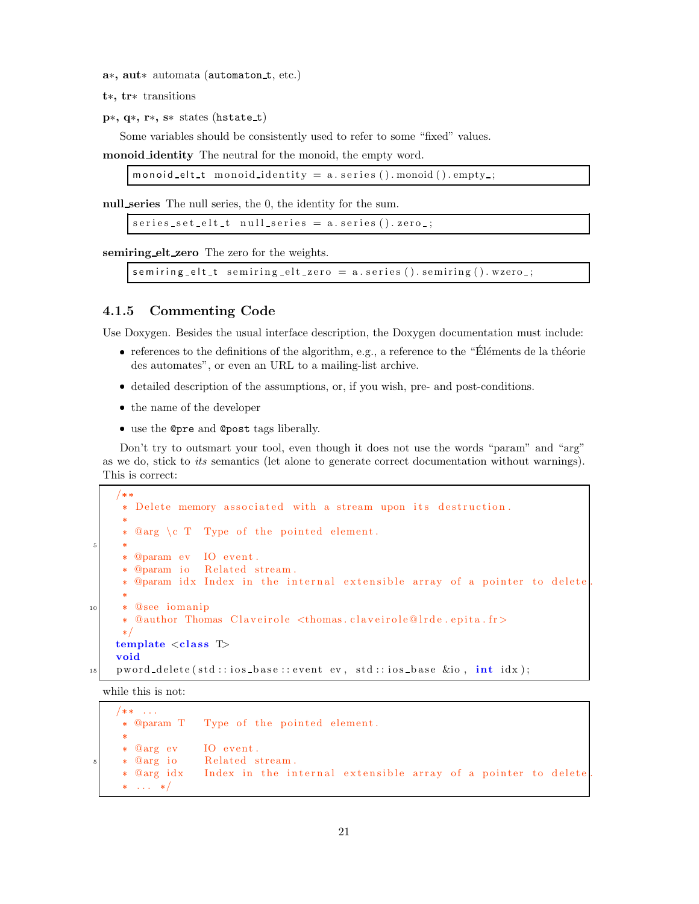**a***, **aut*** automata (`automaton_t`, etc.)

**t***, **tr*** transitions

**p***, **q***, **r***, **s*** states (`hstate_t`)

Some variables should be consistently used to refer to some "fixed" values.

**monoid_identity** The neutral for the monoid, the empty word.

```
monoid_elt_t monoid_identity = a.series().monoid().empty_;
```

**null_series** The null series, the 0, the identity for the sum.

```
series_set_elt_t null_series = a.series().zero_;
```

**semiring_elt_zero** The zero for the weights.

```
semiring_elt_t semiring_elt_zero = a.series().semiring().wzero_;
```

### 4.1.5 Commenting Code

Use Doxygen. Besides the usual interface description, the Doxygen documentation must include:

- references to the definitions of the algorithm, e.g., a reference to the "Éléments de la théorie des automates", or even an URL to a mailing-list archive.
- detailed description of the assumptions, or, if you wish, pre- and post-conditions.
- the name of the developer
- use the `@pre` and `@post` tags liberally.

Don't try to outsmart your tool, even though it does not use the words "param" and "arg" as we do, stick to *its* semantics (let alone to generate correct documentation without warnings). This is correct:

```
/**
 * Delete memory associated with a stream upon its destruction.
 *
 * @arg \c T  Type of the pointed element.
 *
 * @param ev  IO event.
 * @param io  Related stream.
 * @param idx Index in the internal extensible array of a pointer to delete.
 *
 * @see iomanip
 * @author Thomas Claveirole <thomas.claveirole@lrde.epita.fr>
 */
template <class T>
void
pword_delete(std::ios_base::event ev, std::ios_base &io, int idx);
```

while this is not:

```
/** ...
 * @param T   Type of the pointed element.
 *
 * @arg ev    IO event.
 * @arg io    Related stream.
 * @arg idx   Index in the internal extensible array of a pointer to delete.
 * ... */
```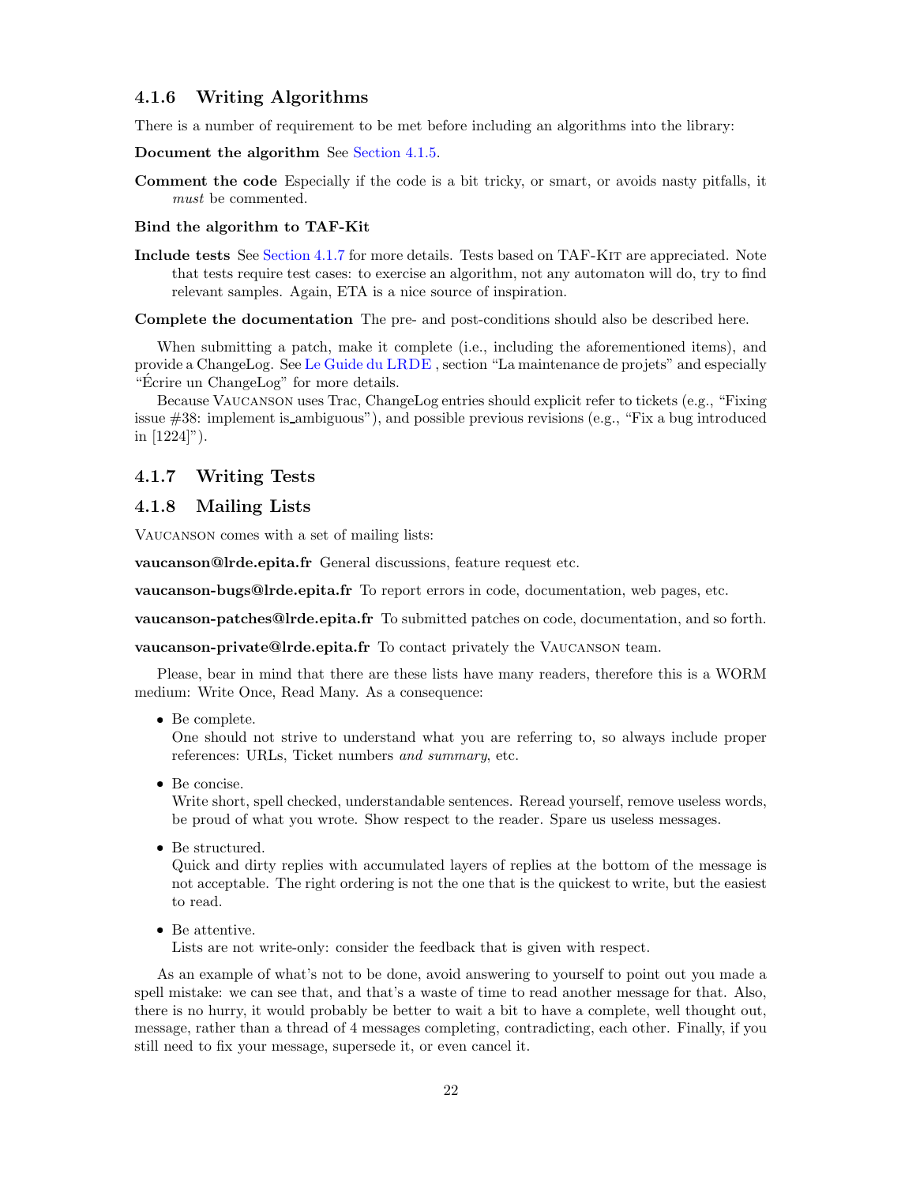### 4.1.6 Writing Algorithms

There is a number of requirement to be met before including an algorithms into the library:

**Document the algorithm** See Section 4.1.5.

**Comment the code** Especially if the code is a bit tricky, or smart, or avoids nasty pitfalls, it *must* be commented.

**Bind the algorithm to TAF-Kit**

**Include tests** See Section 4.1.7 for more details. Tests based on TAF-KIT are appreciated. Note that tests require test cases: to exercise an algorithm, not any automaton will do, try to find relevant samples. Again, ETA is a nice source of inspiration.

**Complete the documentation** The pre- and post-conditions should also be described here.

When submitting a patch, make it complete (i.e., including the aforementioned items), and provide a ChangeLog. See Le Guide du LRDE , section "La maintenance de projets" and especially "Écrire un ChangeLog" for more details.

Because VAUCANSON uses Trac, ChangeLog entries should explicit refer to tickets (e.g., "Fixing issue #38: implement is_ambiguous"), and possible previous revisions (e.g., "Fix a bug introduced in [1224]").

### 4.1.7 Writing Tests

### 4.1.8 Mailing Lists

VAUCANSON comes with a set of mailing lists:

**vaucanson@lrde.epita.fr** General discussions, feature request etc.

**vaucanson-bugs@lrde.epita.fr** To report errors in code, documentation, web pages, etc.

**vaucanson-patches@lrde.epita.fr** To submitted patches on code, documentation, and so forth.

**vaucanson-private@lrde.epita.fr** To contact privately the VAUCANSON team.

Please, bear in mind that there are these lists have many readers, therefore this is a WORM medium: Write Once, Read Many. As a consequence:

- Be complete.
  One should not strive to understand what you are referring to, so always include proper references: URLs, Ticket numbers *and summary*, etc.
- Be concise.
  Write short, spell checked, understandable sentences. Reread yourself, remove useless words, be proud of what you wrote. Show respect to the reader. Spare us useless messages.
- Be structured.
  Quick and dirty replies with accumulated layers of replies at the bottom of the message is not acceptable. The right ordering is not the one that is the quickest to write, but the easiest to read.
- Be attentive.
  Lists are not write-only: consider the feedback that is given with respect.

As an example of what's not to be done, avoid answering to yourself to point out you made a spell mistake: we can see that, and that's a waste of time to read another message for that. Also, there is no hurry, it would probably be better to wait a bit to have a complete, well thought out, message, rather than a thread of 4 messages completing, contradicting, each other. Finally, if you still need to fix your message, supersede it, or even cancel it.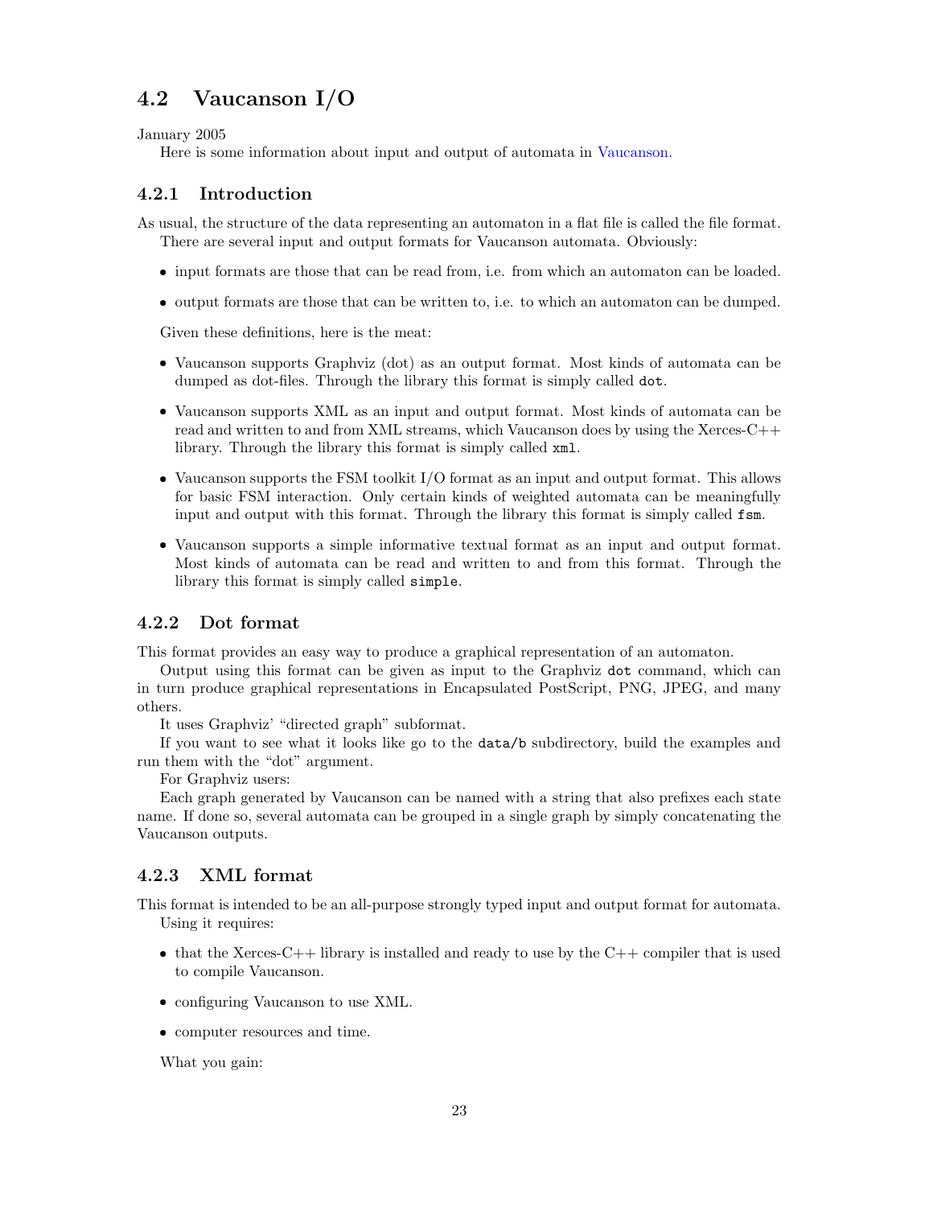## 4.2 Vaucanson I/O

January 2005

Here is some information about input and output of automata in Vaucanson.

### 4.2.1 Introduction

As usual, the structure of the data representing an automaton in a flat file is called the file format.

There are several input and output formats for Vaucanson automata. Obviously:

- input formats are those that can be read from, i.e. from which an automaton can be loaded.
- output formats are those that can be written to, i.e. to which an automaton can be dumped.

Given these definitions, here is the meat:

- Vaucanson supports Graphviz (dot) as an output format. Most kinds of automata can be dumped as dot-files. Through the library this format is simply called `dot`.
- Vaucanson supports XML as an input and output format. Most kinds of automata can be read and written to and from XML streams, which Vaucanson does by using the Xerces-C++ library. Through the library this format is simply called `xml`.
- Vaucanson supports the FSM toolkit I/O format as an input and output format. This allows for basic FSM interaction. Only certain kinds of weighted automata can be meaningfully input and output with this format. Through the library this format is simply called `fsm`.
- Vaucanson supports a simple informative textual format as an input and output format. Most kinds of automata can be read and written to and from this format. Through the library this format is simply called `simple`.

### 4.2.2 Dot format

This format provides an easy way to produce a graphical representation of an automaton.

Output using this format can be given as input to the Graphviz `dot` command, which can in turn produce graphical representations in Encapsulated PostScript, PNG, JPEG, and many others.

It uses Graphviz' "directed graph" subformat.

If you want to see what it looks like go to the `data/b` subdirectory, build the examples and run them with the "dot" argument.

For Graphviz users:

Each graph generated by Vaucanson can be named with a string that also prefixes each state name. If done so, several automata can be grouped in a single graph by simply concatenating the Vaucanson outputs.

### 4.2.3 XML format

This format is intended to be an all-purpose strongly typed input and output format for automata.

Using it requires:

- that the Xerces-C++ library is installed and ready to use by the C++ compiler that is used to compile Vaucanson.
- configuring Vaucanson to use XML.
- computer resources and time.

What you gain: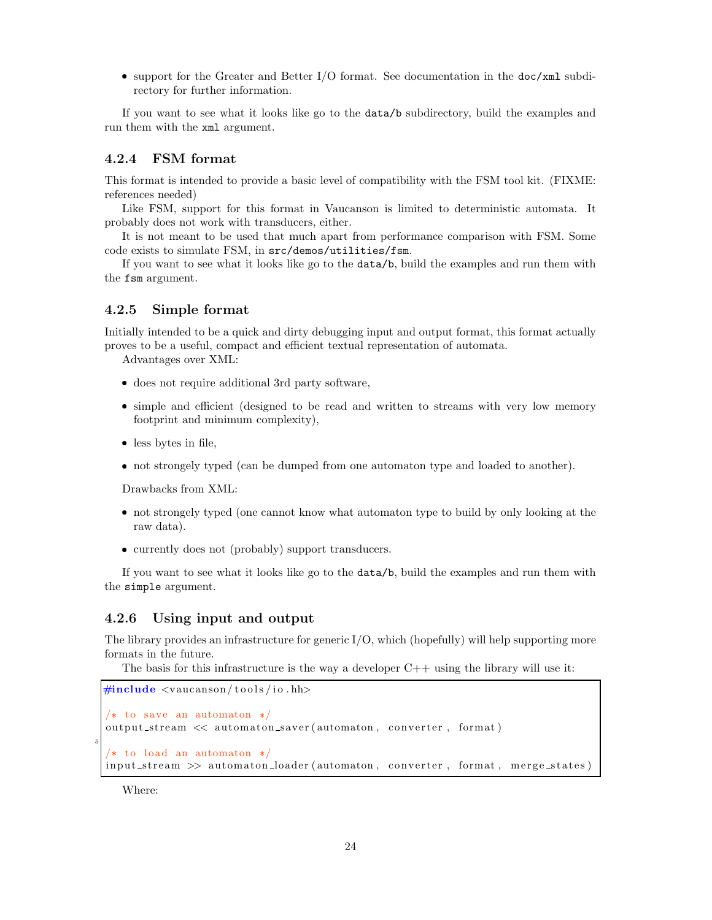- support for the Greater and Better I/O format. See documentation in the `doc/xml` subdirectory for further information.

If you want to see what it looks like go to the `data/b` subdirectory, build the examples and run them with the `xml` argument.

### 4.2.4 FSM format

This format is intended to provide a basic level of compatibility with the FSM tool kit. (FIXME: references needed)

Like FSM, support for this format in Vaucanson is limited to deterministic automata. It probably does not work with transducers, either.

It is not meant to be used that much apart from performance comparison with FSM. Some code exists to simulate FSM, in `src/demos/utilities/fsm`.

If you want to see what it looks like go to the `data/b`, build the examples and run them with the `fsm` argument.

### 4.2.5 Simple format

Initially intended to be a quick and dirty debugging input and output format, this format actually proves to be a useful, compact and efficient textual representation of automata.

Advantages over XML:

- does not require additional 3rd party software,
- simple and efficient (designed to be read and written to streams with very low memory footprint and minimum complexity),
- less bytes in file,
- not strongely typed (can be dumped from one automaton type and loaded to another).

Drawbacks from XML:

- not strongely typed (one cannot know what automaton type to build by only looking at the raw data).
- currently does not (probably) support transducers.

If you want to see what it looks like go to the `data/b`, build the examples and run them with the `simple` argument.

### 4.2.6 Using input and output

The library provides an infrastructure for generic I/O, which (hopefully) will help supporting more formats in the future.

The basis for this infrastructure is the way a developer C++ using the library will use it:

```
#include <vaucanson/tools/io.hh>

/* to save an automaton */
output_stream << automaton_saver(automaton, converter, format)

/* to load an automaton */
input_stream >> automaton_loader(automaton, converter, format, merge_states)
```

Where: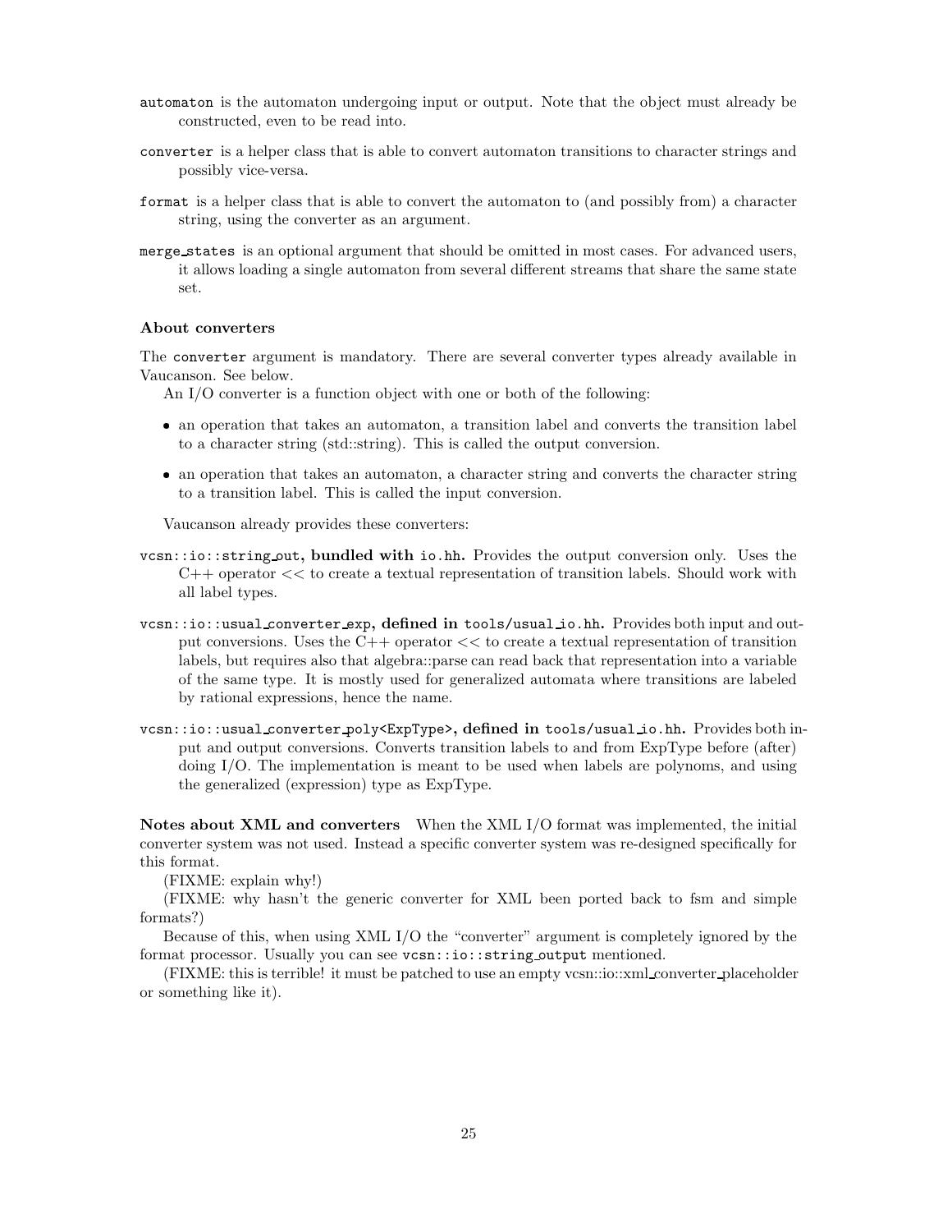`automaton` is the automaton undergoing input or output. Note that the object must already be constructed, even to be read into.

`converter` is a helper class that is able to convert automaton transitions to character strings and possibly vice-versa.

`format` is a helper class that is able to convert the automaton to (and possibly from) a character string, using the converter as an argument.

`merge_states` is an optional argument that should be omitted in most cases. For advanced users, it allows loading a single automaton from several different streams that share the same state set.

#### About converters

The `converter` argument is mandatory. There are several converter types already available in Vaucanson. See below.

An I/O converter is a function object with one or both of the following:

- an operation that takes an automaton, a transition label and converts the transition label to a character string (std::string). This is called the output conversion.
- an operation that takes an automaton, a character string and converts the character string to a transition label. This is called the input conversion.

Vaucanson already provides these converters:

**`vcsn::io::string_out`, bundled with `io.hh`.** Provides the output conversion only. Uses the C++ operator << to create a textual representation of transition labels. Should work with all label types.

**`vcsn::io::usual_converter_exp`, defined in `tools/usual_io.hh`.** Provides both input and output conversions. Uses the C++ operator << to create a textual representation of transition labels, but requires also that algebra::parse can read back that representation into a variable of the same type. It is mostly used for generalized automata where transitions are labeled by rational expressions, hence the name.

**`vcsn::io::usual_converter_poly<ExpType>`, defined in `tools/usual_io.hh`.** Provides both input and output conversions. Converts transition labels to and from ExpType before (after) doing I/O. The implementation is meant to be used when labels are polynoms, and using the generalized (expression) type as ExpType.

**Notes about XML and converters** When the XML I/O format was implemented, the initial converter system was not used. Instead a specific converter system was re-designed specifically for this format.

(FIXME: explain why!)

(FIXME: why hasn't the generic converter for XML been ported back to fsm and simple formats?)

Because of this, when using XML I/O the "converter" argument is completely ignored by the format processor. Usually you can see `vcsn::io::string_output` mentioned.

(FIXME: this is terrible! it must be patched to use an empty vcsn::io::xml_converter_placeholder or something like it).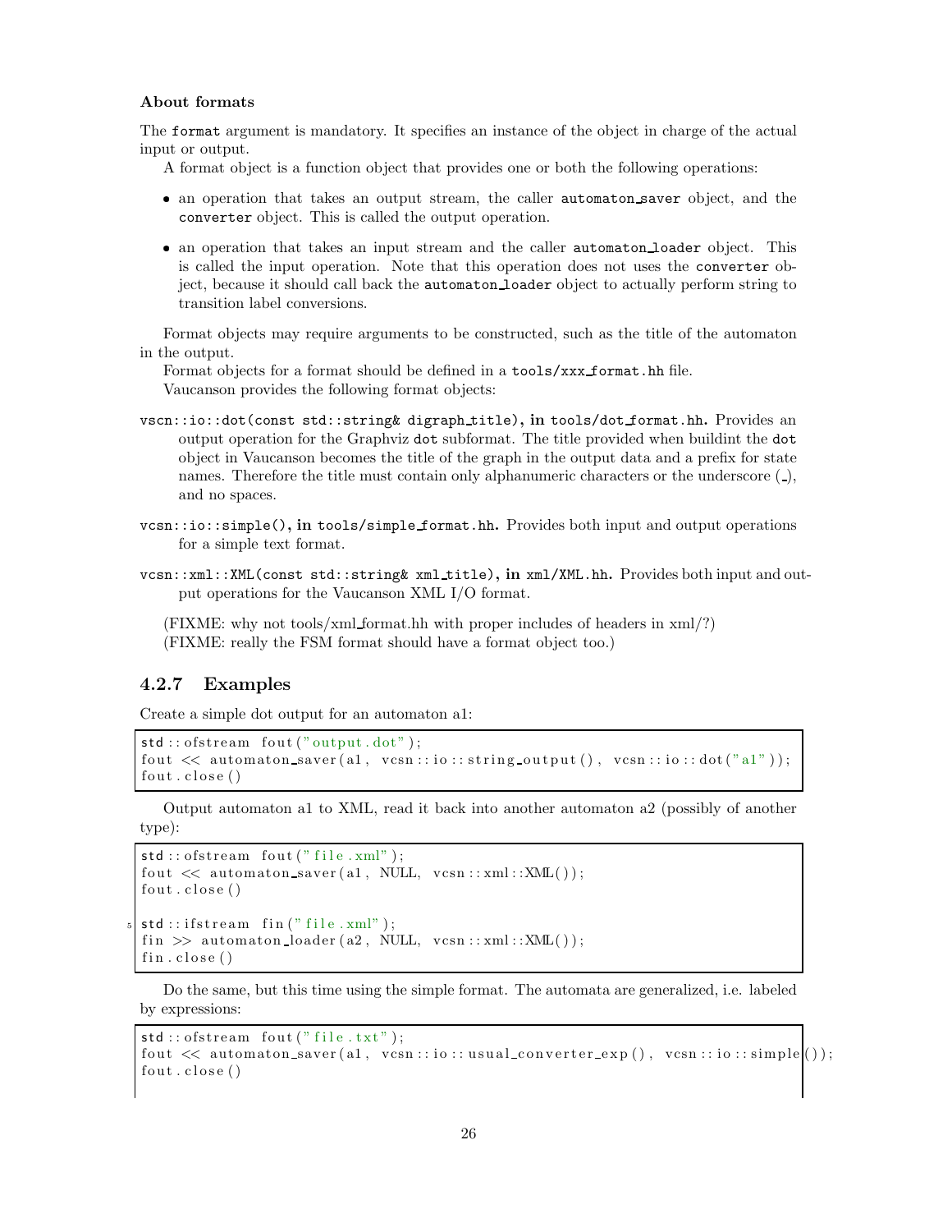**About formats**

The `format` argument is mandatory. It specifies an instance of the object in charge of the actual input or output.

A format object is a function object that provides one or both the following operations:

- an operation that takes an output stream, the caller `automaton_saver` object, and the `converter` object. This is called the output operation.
- an operation that takes an input stream and the caller `automaton_loader` object. This is called the input operation. Note that this operation does not uses the `converter` object, because it should call back the `automaton_loader` object to actually perform string to transition label conversions.

Format objects may require arguments to be constructed, such as the title of the automaton in the output.

Format objects for a format should be defined in a `tools/xxx_format.hh` file.

Vaucanson provides the following format objects:

**`vscn::io::dot(const std::string& digraph_title)`, in `tools/dot_format.hh`.** Provides an output operation for the Graphviz `dot` subformat. The title provided when buildint the `dot` object in Vaucanson becomes the title of the graph in the output data and a prefix for state names. Therefore the title must contain only alphanumeric characters or the underscore (_), and no spaces.

**`vcsn::io::simple()`, in `tools/simple_format.hh`.** Provides both input and output operations for a simple text format.

**`vcsn::xml::XML(const std::string& xml_title)`, in `xml/XML.hh`.** Provides both input and output operations for the Vaucanson XML I/O format.

(FIXME: why not tools/xml_format.hh with proper includes of headers in xml/?)

(FIXME: really the FSM format should have a format object too.)

### 4.2.7 Examples

Create a simple dot output for an automaton a1:

```
std::ofstream fout("output.dot");
fout << automaton_saver(a1, vcsn::io::string_output(), vcsn::io::dot("a1"));
fout.close()
```

Output automaton a1 to XML, read it back into another automaton a2 (possibly of another type):

```
std::ofstream fout("file.xml");
fout << automaton_saver(a1, NULL, vcsn::xml::XML());
fout.close()

std::ifstream fin("file.xml");
fin >> automaton_loader(a2, NULL, vcsn::xml::XML());
fin.close()
```

Do the same, but this time using the simple format. The automata are generalized, i.e. labeled by expressions:

```
std::ofstream fout("file.txt");
fout << automaton_saver(a1, vcsn::io::usual_converter_exp(), vcsn::io::simple());
fout.close()
```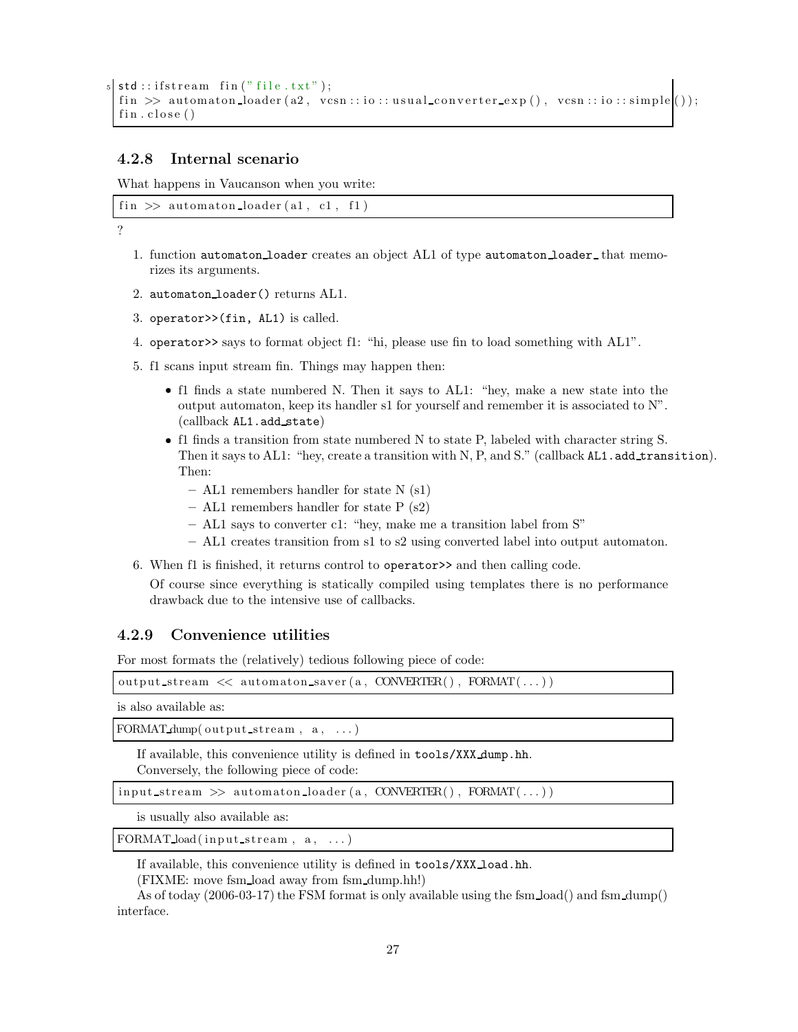```
std::ifstream fin("file.txt");
fin >> automaton_loader(a2, vcsn::io::usual_converter_exp(), vcsn::io::simple());
fin.close()
```

### 4.2.8 Internal scenario

What happens in Vaucanson when you write:

```
fin >> automaton_loader(a1, c1, f1)
```

?

1. function `automaton_loader` creates an object AL1 of type `automaton_loader_` that memorizes its arguments.
2. `automaton_loader()` returns AL1.
3. `operator>>(fin, AL1)` is called.
4. `operator>>` says to format object f1: "hi, please use fin to load something with AL1".
5. f1 scans input stream fin. Things may happen then:
   - f1 finds a state numbered N. Then it says to AL1: "hey, make a new state into the output automaton, keep its handler s1 for yourself and remember it is associated to N". (callback `AL1.add_state`)
   - f1 finds a transition from state numbered N to state P, labeled with character string S. Then it says to AL1: "hey, create a transition with N, P, and S." (callback `AL1.add_transition`). Then:
     - AL1 remembers handler for state N (s1)
     - AL1 remembers handler for state P (s2)
     - AL1 says to converter c1: "hey, make me a transition label from S"
     - AL1 creates transition from s1 to s2 using converted label into output automaton.
6. When f1 is finished, it returns control to `operator>>` and then calling code.

   Of course since everything is statically compiled using templates there is no performance drawback due to the intensive use of callbacks.

### 4.2.9 Convenience utilities

For most formats the (relatively) tedious following piece of code:

```
output_stream << automaton_saver(a, CONVERTER(), FORMAT(...))
```

is also available as:

```
FORMAT_dump(output_stream, a, ...)
```

If available, this convenience utility is defined in `tools/XXX_dump.hh`.

Conversely, the following piece of code:

```
input_stream >> automaton_loader(a, CONVERTER(), FORMAT(...))
```

is usually also available as:

```
FORMAT_load(input_stream, a, ...)
```

If available, this convenience utility is defined in `tools/XXX_load.hh`.

(FIXME: move fsm_load away from fsm_dump.hh!)

As of today (2006-03-17) the FSM format is only available using the fsm_load() and fsm_dump() interface.